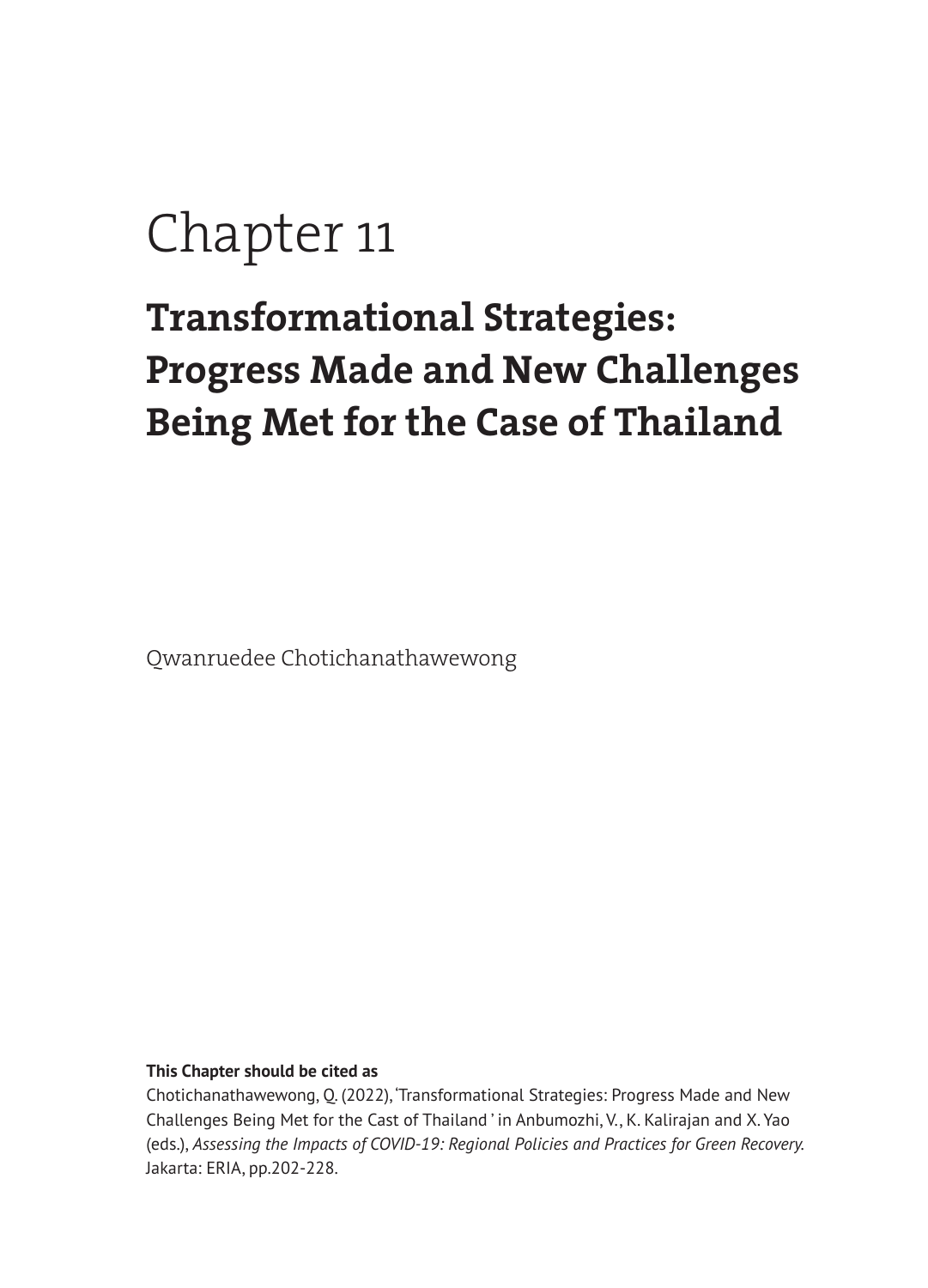# Chapter 11

## Transformational Strategies: Progress Made and New Challenges Being Met for the Case of Thailand

Qwanruedee Chotichanathawewong

**This Chapter should be cited as**

Chotichanathawewong, Q. (2022), 'Transformational Strategies: Progress Made and New Challenges Being Met for the Cast of Thailand ' in Anbumozhi, V., K. Kalirajan and X. Yao (eds.), *Assessing the Impacts of COVID-19: Regional Policies and Practices for Green Recovery.* Jakarta: ERIA, pp.202-228.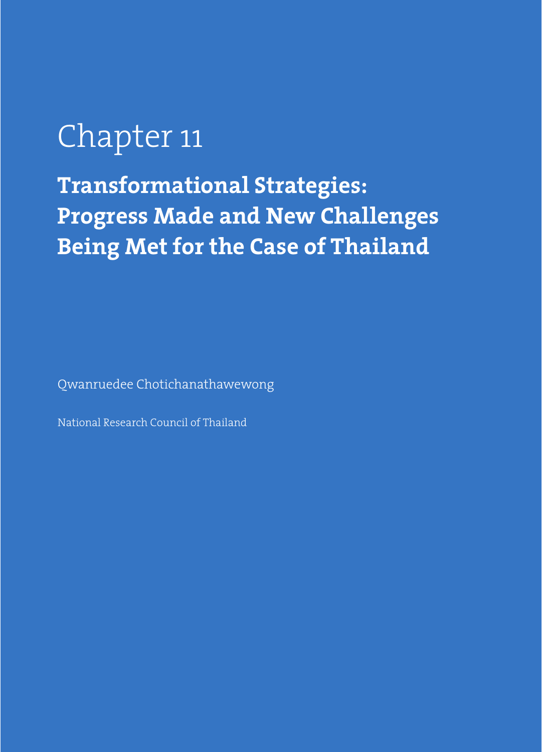# Chapter 11

## Transformational Strategies: Progress Made and New Challenges Being Met for the Case of Thailand

Qwanruedee Chotichanathawewong

National Research Council of Thailand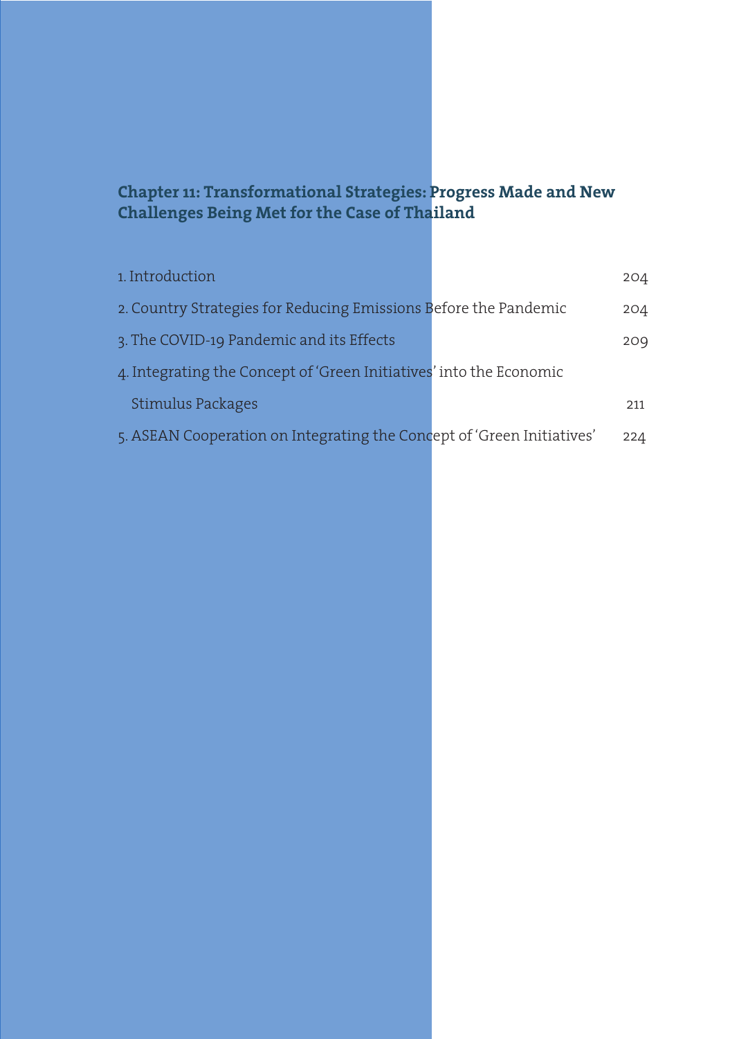## Chapter 11: Transformational Strategies: Progress Made and New Challenges Being Met for the Case of Thailand

| | |
|---|---|
| 1. Introduction | 204 |
| 2. Country Strategies for Reducing Emissions Before the Pandemic | 204 |
| 3. The COVID-19 Pandemic and its Effects | 209 |
| 4. Integrating the Concept of 'Green Initiatives' into the Economic Stimulus Packages | 211 |
| 5. ASEAN Cooperation on Integrating the Concept of 'Green Initiatives' | 224 |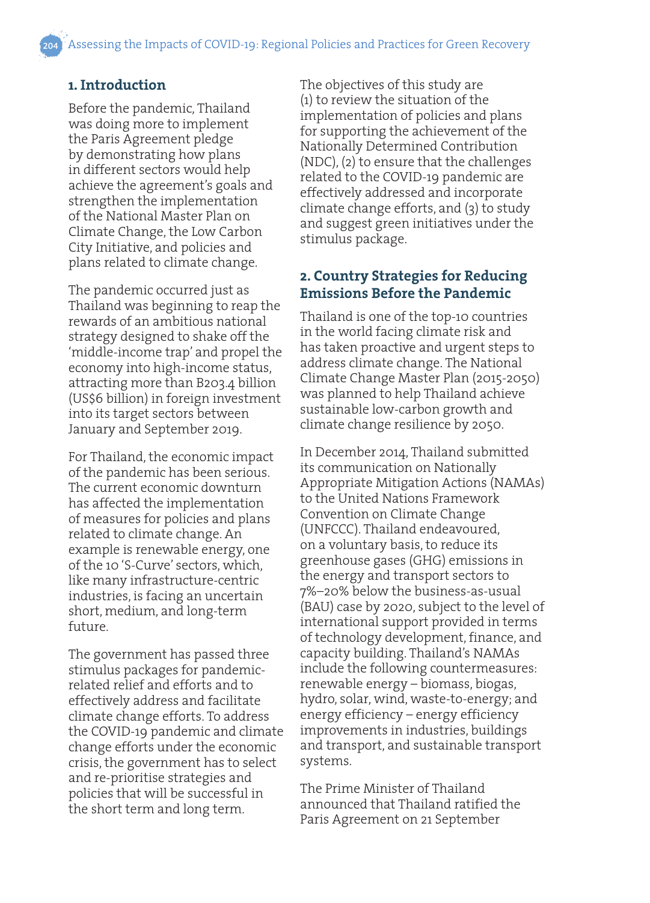## 1. Introduction

Before the pandemic, Thailand was doing more to implement the Paris Agreement pledge by demonstrating how plans in different sectors would help achieve the agreement's goals and strengthen the implementation of the National Master Plan on Climate Change, the Low Carbon City Initiative, and policies and plans related to climate change.

The pandemic occurred just as Thailand was beginning to reap the rewards of an ambitious national strategy designed to shake off the 'middle-income trap' and propel the economy into high-income status, attracting more than B203.4 billion (US$6 billion) in foreign investment into its target sectors between January and September 2019.

For Thailand, the economic impact of the pandemic has been serious. The current economic downturn has affected the implementation of measures for policies and plans related to climate change. An example is renewable energy, one of the 10 'S-Curve' sectors, which, like many infrastructure-centric industries, is facing an uncertain short, medium, and long-term future.

The government has passed three stimulus packages for pandemic-related relief and efforts and to effectively address and facilitate climate change efforts. To address the COVID-19 pandemic and climate change efforts under the economic crisis, the government has to select and re-prioritise strategies and policies that will be successful in the short term and long term.

The objectives of this study are (1) to review the situation of the implementation of policies and plans for supporting the achievement of the Nationally Determined Contribution (NDC), (2) to ensure that the challenges related to the COVID-19 pandemic are effectively addressed and incorporate climate change efforts, and (3) to study and suggest green initiatives under the stimulus package.

## 2. Country Strategies for Reducing Emissions Before the Pandemic

Thailand is one of the top-10 countries in the world facing climate risk and has taken proactive and urgent steps to address climate change. The National Climate Change Master Plan (2015-2050) was planned to help Thailand achieve sustainable low-carbon growth and climate change resilience by 2050.

In December 2014, Thailand submitted its communication on Nationally Appropriate Mitigation Actions (NAMAs) to the United Nations Framework Convention on Climate Change (UNFCCC). Thailand endeavoured, on a voluntary basis, to reduce its greenhouse gases (GHG) emissions in the energy and transport sectors to 7%–20% below the business-as-usual (BAU) case by 2020, subject to the level of international support provided in terms of technology development, finance, and capacity building. Thailand's NAMAs include the following countermeasures: renewable energy – biomass, biogas, hydro, solar, wind, waste-to-energy; and energy efficiency – energy efficiency improvements in industries, buildings and transport, and sustainable transport systems.

The Prime Minister of Thailand announced that Thailand ratified the Paris Agreement on 21 September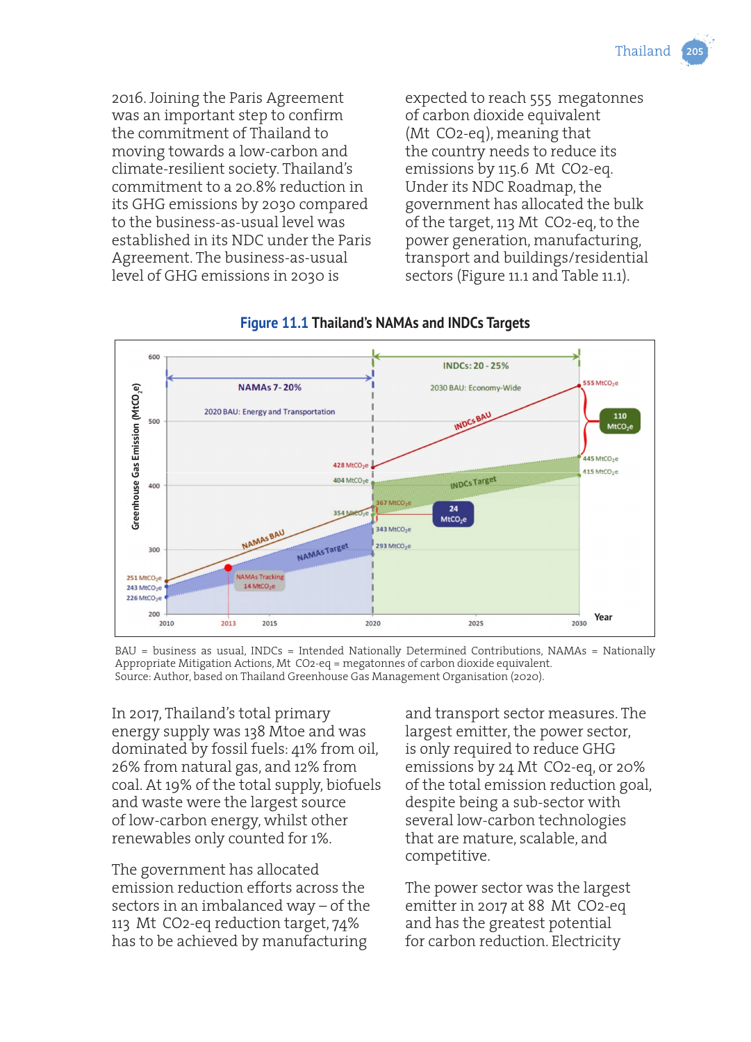2016. Joining the Paris Agreement was an important step to confirm the commitment of Thailand to moving towards a low-carbon and climate-resilient society. Thailand's commitment to a 20.8% reduction in its GHG emissions by 2030 compared to the business-as-usual level was established in its NDC under the Paris Agreement. The business-as-usual level of GHG emissions in 2030 is expected to reach 555 megatonnes of carbon dioxide equivalent (Mt $CO_2$-eq), meaning that the country needs to reduce its emissions by 115.6 Mt $CO_2$-eq. Under its NDC Roadmap, the government has allocated the bulk of the target, 113 Mt $CO_2$-eq, to the power generation, manufacturing, transport and buildings/residential sectors (Figure 11.1 and Table 11.1).

**Figure 11.1 Thailand's NAMAs and INDCs Targets**

BAU = business as usual, INDCs = Intended Nationally Determined Contributions, NAMAs = Nationally Appropriate Mitigation Actions, Mt $CO_2$-eq = megatonnes of carbon dioxide equivalent.
Source: Author, based on Thailand Greenhouse Gas Management Organisation (2020).

In 2017, Thailand's total primary energy supply was 138 Mtoe and was dominated by fossil fuels: 41% from oil, 26% from natural gas, and 12% from coal. At 19% of the total supply, biofuels and waste were the largest source of low-carbon energy, whilst other renewables only counted for 1%.

The government has allocated emission reduction efforts across the sectors in an imbalanced way – of the 113 Mt $CO_2$-eq reduction target, 74% has to be achieved by manufacturing and transport sector measures. The largest emitter, the power sector, is only required to reduce GHG emissions by 24 Mt $CO_2$-eq, or 20% of the total emission reduction goal, despite being a sub-sector with several low-carbon technologies that are mature, scalable, and competitive.

The power sector was the largest emitter in 2017 at 88 Mt $CO_2$-eq and has the greatest potential for carbon reduction. Electricity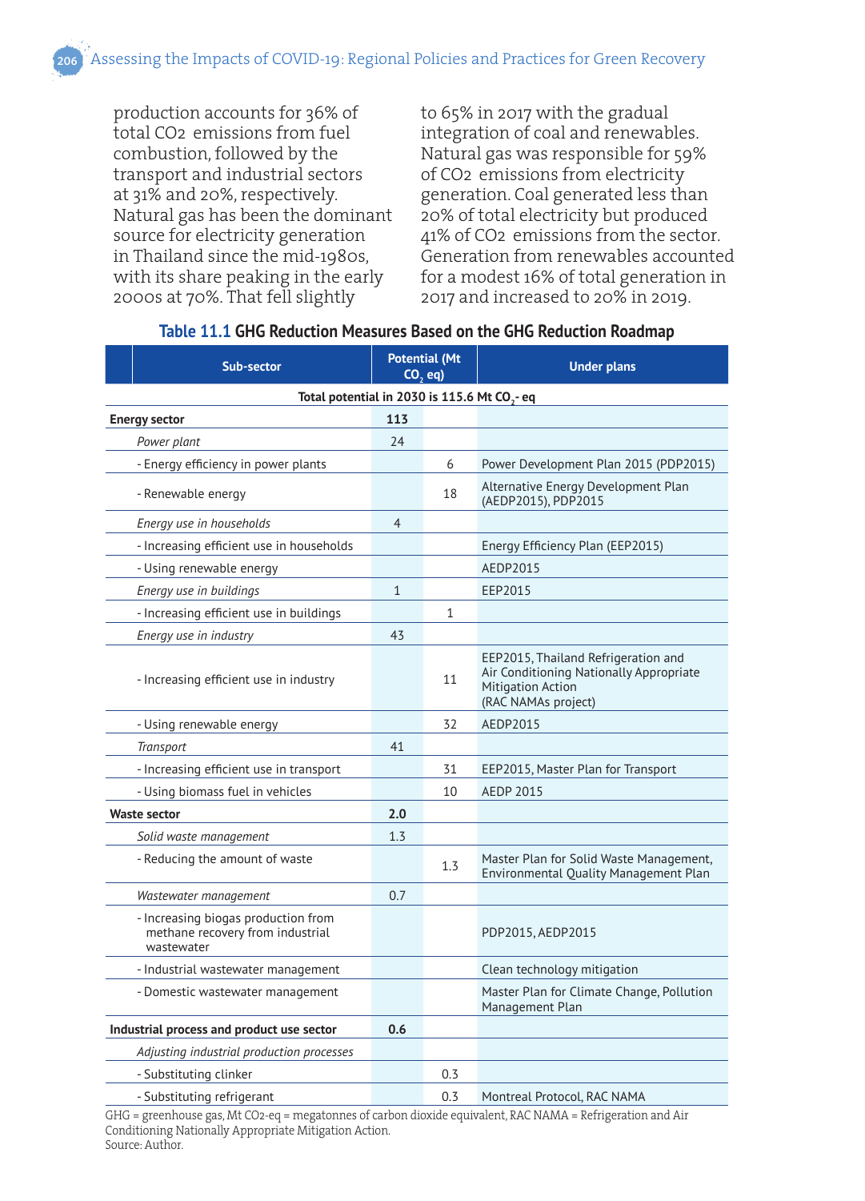production accounts for 36% of total $CO_2$ emissions from fuel combustion, followed by the transport and industrial sectors at 31% and 20%, respectively. Natural gas has been the dominant source for electricity generation in Thailand since the mid-1980s, with its share peaking in the early 2000s at 70%. That fell slightly to 65% in 2017 with the gradual integration of coal and renewables. Natural gas was responsible for 59% of $CO_2$ emissions from electricity generation. Coal generated less than 20% of total electricity but produced 41% of $CO_2$ emissions from the sector. Generation from renewables accounted for a modest 16% of total generation in 2017 and increased to 20% in 2019.

**Table 11.1 GHG Reduction Measures Based on the GHG Reduction Roadmap**

| Sub-sector | Potential (Mt $CO_2$ eq) | | Under plans |
|---|---|---|---|
| Total potential in 2030 is 115.6 Mt $CO_2$- eq | | | |
| **Energy sector** | **113** | | |
| *Power plant* | 24 | | |
| - Energy efficiency in power plants | | 6 | Power Development Plan 2015 (PDP2015) |
| - Renewable energy | | 18 | Alternative Energy Development Plan (AEDP2015), PDP2015 |
| *Energy use in households* | 4 | | |
| - Increasing efficient use in households | | | Energy Efficiency Plan (EEP2015) |
| - Using renewable energy | | | AEDP2015 |
| *Energy use in buildings* | 1 | | EEP2015 |
| - Increasing efficient use in buildings | | 1 | |
| *Energy use in industry* | 43 | | |
| - Increasing efficient use in industry | | 11 | EEP2015, Thailand Refrigeration and Air Conditioning Nationally Appropriate Mitigation Action (RAC NAMAs project) |
| - Using renewable energy | | 32 | AEDP2015 |
| *Transport* | 41 | | |
| - Increasing efficient use in transport | | 31 | EEP2015, Master Plan for Transport |
| - Using biomass fuel in vehicles | | 10 | AEDP 2015 |
| **Waste sector** | **2.0** | | |
| *Solid waste management* | 1.3 | | |
| - Reducing the amount of waste | | 1.3 | Master Plan for Solid Waste Management, Environmental Quality Management Plan |
| *Wastewater management* | 0.7 | | |
| - Increasing biogas production from methane recovery from industrial wastewater | | | PDP2015, AEDP2015 |
| - Industrial wastewater management | | | Clean technology mitigation |
| - Domestic wastewater management | | | Master Plan for Climate Change, Pollution Management Plan |
| **Industrial process and product use sector** | **0.6** | | |
| *Adjusting industrial production processes* | | | |
| - Substituting clinker | | 0.3 | |
| - Substituting refrigerant | | 0.3 | Montreal Protocol, RAC NAMA |

GHG = greenhouse gas, Mt $CO_2$-eq = megatonnes of carbon dioxide equivalent, RAC NAMA = Refrigeration and Air Conditioning Nationally Appropriate Mitigation Action.
Source: Author.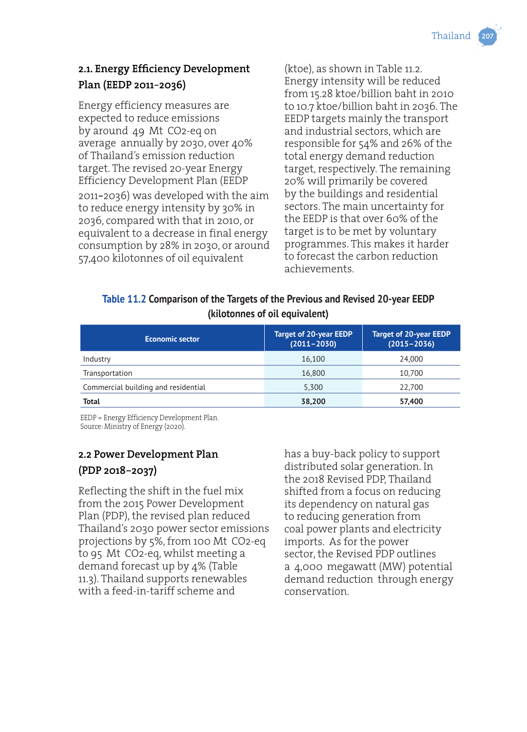## 2.1. Energy Efficiency Development Plan (EEDP 2011–2036)

Energy efficiency measures are expected to reduce emissions by around 49 Mt $CO_2$-eq on average annually by 2030, over 40% of Thailand's emission reduction target. The revised 20-year Energy Efficiency Development Plan (EEDP 2011–2036) was developed with the aim to reduce energy intensity by 30% in 2036, compared with that in 2010, or equivalent to a decrease in final energy consumption by 28% in 2030, or around 57,400 kilotonnes of oil equivalent (ktoe), as shown in Table 11.2. Energy intensity will be reduced from 15.28 ktoe/billion baht in 2010 to 10.7 ktoe/billion baht in 2036. The EEDP targets mainly the transport and industrial sectors, which are responsible for 54% and 26% of the total energy demand reduction target, respectively. The remaining 20% will primarily be covered by the buildings and residential sectors. The main uncertainty for the EEDP is that over 60% of the target is to be met by voluntary programmes. This makes it harder to forecast the carbon reduction achievements.

**Table 11.2 Comparison of the Targets of the Previous and Revised 20-year EEDP (kilotonnes of oil equivalent)**

| Economic sector | Target of 20-year EEDP (2011–2030) | Target of 20-year EEDP (2015–2036) |
|---|---|---|
| Industry | 16,100 | 24,000 |
| Transportation | 16,800 | 10,700 |
| Commercial building and residential | 5,300 | 22,700 |
| **Total** | **38,200** | **57,400** |

EEDP = Energy Efficiency Development Plan.
Source: Ministry of Energy (2020).

## 2.2 Power Development Plan (PDP 2018–2037)

Reflecting the shift in the fuel mix from the 2015 Power Development Plan (PDP), the revised plan reduced Thailand's 2030 power sector emissions projections by 5%, from 100 Mt $CO_2$-eq to 95 Mt $CO_2$-eq, whilst meeting a demand forecast up by 4% (Table 11.3). Thailand supports renewables with a feed-in-tariff scheme and has a buy-back policy to support distributed solar generation. In the 2018 Revised PDP, Thailand shifted from a focus on reducing its dependency on natural gas to reducing generation from coal power plants and electricity imports. As for the power sector, the Revised PDP outlines a 4,000 megawatt (MW) potential demand reduction through energy conservation.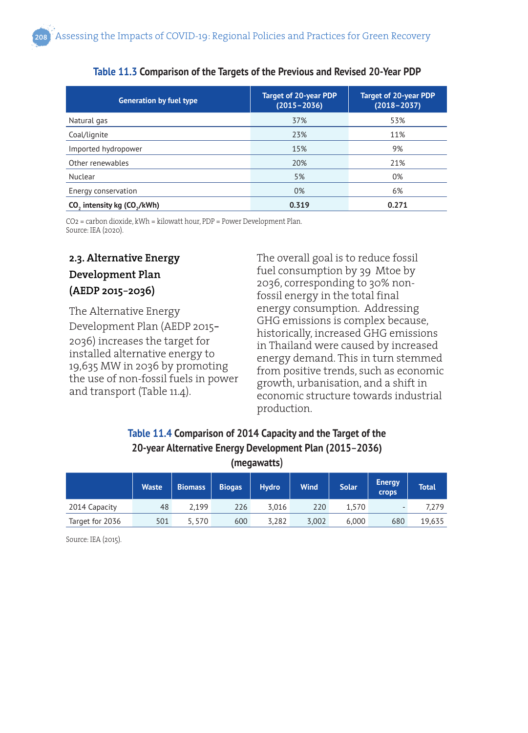**Table 11.3** Comparison of the Targets of the Previous and Revised 20-Year PDP

| Generation by fuel type | Target of 20-year PDP (2015–2036) | Target of 20-year PDP (2018–2037) |
|---|---|---|
| Natural gas | 37% | 53% |
| Coal/lignite | 23% | 11% |
| Imported hydropower | 15% | 9% |
| Other renewables | 20% | 21% |
| Nuclear | 5% | 0% |
| Energy conservation | 0% | 6% |
| **$CO_2$ intensity kg ($CO_2$/kWh)** | **0.319** | **0.271** |

CO2 = carbon dioxide, kWh = kilowatt hour, PDP = Power Development Plan.
Source: IEA (2020).

### 2.3. Alternative Energy Development Plan (AEDP 2015–2036)

The Alternative Energy Development Plan (AEDP 2015-2036) increases the target for installed alternative energy to 19,635 MW in 2036 by promoting the use of non-fossil fuels in power and transport (Table 11.4).

The overall goal is to reduce fossil fuel consumption by 39 Mtoe by 2036, corresponding to 30% non-fossil energy in the total final energy consumption. Addressing GHG emissions is complex because, historically, increased GHG emissions in Thailand were caused by increased energy demand. This in turn stemmed from positive trends, such as economic growth, urbanisation, and a shift in economic structure towards industrial production.

**Table 11.4** Comparison of 2014 Capacity and the Target of the 20-year Alternative Energy Development Plan (2015–2036) (megawatts)

| | Waste | Biomass | Biogas | Hydro | Wind | Solar | Energy crops | Total |
|---|---|---|---|---|---|---|---|---|
| 2014 Capacity | 48 | 2,199 | 226 | 3,016 | 220 | 1,570 | - | 7,279 |
| Target for 2036 | 501 | 5, 570 | 600 | 3,282 | 3,002 | 6,000 | 680 | 19,635 |

Source: IEA (2015).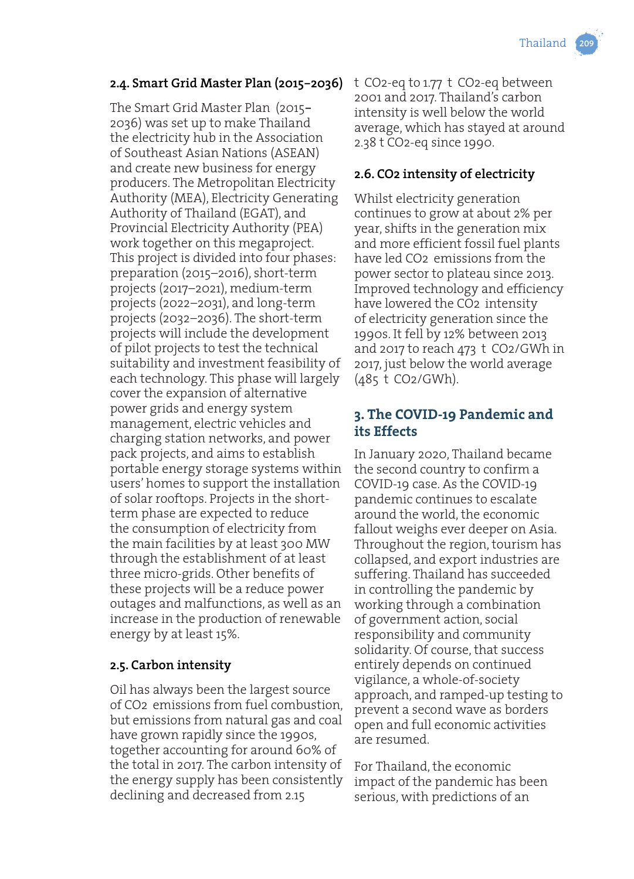### 2.4. Smart Grid Master Plan (2015–2036)

The Smart Grid Master Plan (2015–2036) was set up to make Thailand the electricity hub in the Association of Southeast Asian Nations (ASEAN) and create new business for energy producers. The Metropolitan Electricity Authority (MEA), Electricity Generating Authority of Thailand (EGAT), and Provincial Electricity Authority (PEA) work together on this megaproject. This project is divided into four phases: preparation (2015–2016), short-term projects (2017–2021), medium-term projects (2022–2031), and long-term projects (2032–2036). The short-term projects will include the development of pilot projects to test the technical suitability and investment feasibility of each technology. This phase will largely cover the expansion of alternative power grids and energy system management, electric vehicles and charging station networks, and power pack projects, and aims to establish portable energy storage systems within users' homes to support the installation of solar rooftops. Projects in the short-term phase are expected to reduce the consumption of electricity from the main facilities by at least 300 MW through the establishment of at least three micro-grids. Other benefits of these projects will be a reduce power outages and malfunctions, as well as an increase in the production of renewable energy by at least 15%.

### 2.5. Carbon intensity

Oil has always been the largest source of $CO_2$ emissions from fuel combustion, but emissions from natural gas and coal have grown rapidly since the 1990s, together accounting for around 60% of the total in 2017. The carbon intensity of the energy supply has been consistently declining and decreased from 2.15 t $CO_2$-eq to 1.77 t $CO_2$-eq between 2001 and 2017. Thailand's carbon intensity is well below the world average, which has stayed at around 2.38 t $CO_2$-eq since 1990.

### 2.6. $CO_2$ intensity of electricity

Whilst electricity generation continues to grow at about 2% per year, shifts in the generation mix and more efficient fossil fuel plants have led $CO_2$ emissions from the power sector to plateau since 2013. Improved technology and efficiency have lowered the $CO_2$ intensity of electricity generation since the 1990s. It fell by 12% between 2013 and 2017 to reach 473 t $CO_2$/GWh in 2017, just below the world average (485 t $CO_2$/GWh).

## 3. The COVID-19 Pandemic and its Effects

In January 2020, Thailand became the second country to confirm a COVID-19 case. As the COVID-19 pandemic continues to escalate around the world, the economic fallout weighs ever deeper on Asia. Throughout the region, tourism has collapsed, and export industries are suffering. Thailand has succeeded in controlling the pandemic by working through a combination of government action, social responsibility and community solidarity. Of course, that success entirely depends on continued vigilance, a whole-of-society approach, and ramped-up testing to prevent a second wave as borders open and full economic activities are resumed.

For Thailand, the economic impact of the pandemic has been serious, with predictions of an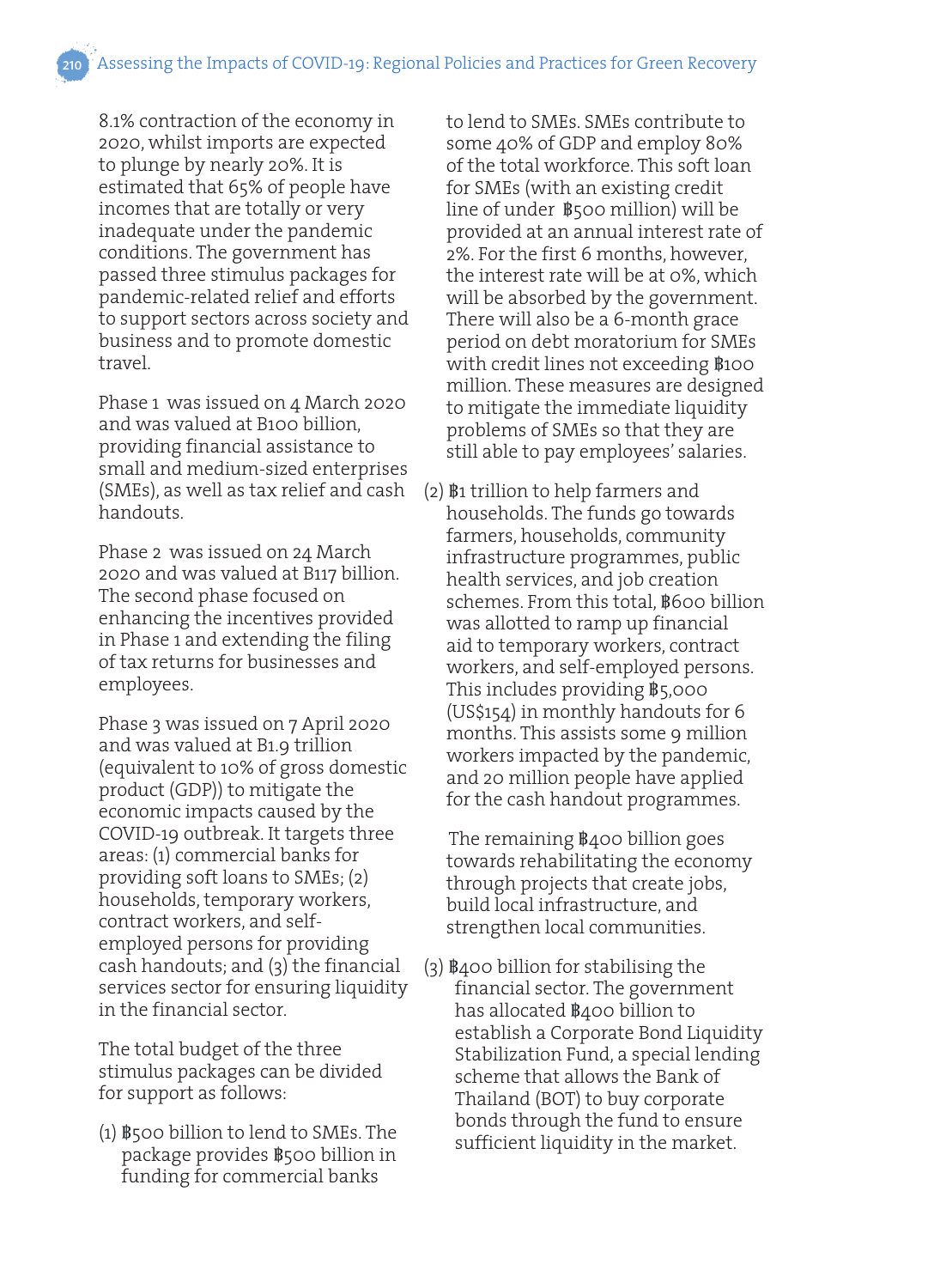8.1% contraction of the economy in 2020, whilst imports are expected to plunge by nearly 20%. It is estimated that 65% of people have incomes that are totally or very inadequate under the pandemic conditions. The government has passed three stimulus packages for pandemic-related relief and efforts to support sectors across society and business and to promote domestic travel.

Phase 1 was issued on 4 March 2020 and was valued at B100 billion, providing financial assistance to small and medium-sized enterprises (SMEs), as well as tax relief and cash handouts.

Phase 2 was issued on 24 March 2020 and was valued at B117 billion. The second phase focused on enhancing the incentives provided in Phase 1 and extending the filing of tax returns for businesses and employees.

Phase 3 was issued on 7 April 2020 and was valued at B1.9 trillion (equivalent to 10% of gross domestic product (GDP)) to mitigate the economic impacts caused by the COVID-19 outbreak. It targets three areas: (1) commercial banks for providing soft loans to SMEs; (2) households, temporary workers, contract workers, and self-employed persons for providing cash handouts; and (3) the financial services sector for ensuring liquidity in the financial sector.

The total budget of the three stimulus packages can be divided for support as follows:

(1) ฿500 billion to lend to SMEs. The package provides ฿500 billion in funding for commercial banks to lend to SMEs. SMEs contribute to some 40% of GDP and employ 80% of the total workforce. This soft loan for SMEs (with an existing credit line of under ฿500 million) will be provided at an annual interest rate of 2%. For the first 6 months, however, the interest rate will be at 0%, which will be absorbed by the government. There will also be a 6-month grace period on debt moratorium for SMEs with credit lines not exceeding ฿100 million. These measures are designed to mitigate the immediate liquidity problems of SMEs so that they are still able to pay employees' salaries.

(2) ฿1 trillion to help farmers and households. The funds go towards farmers, households, community infrastructure programmes, public health services, and job creation schemes. From this total, ฿600 billion was allotted to ramp up financial aid to temporary workers, contract workers, and self-employed persons. This includes providing ฿5,000 (US$154) in monthly handouts for 6 months. This assists some 9 million workers impacted by the pandemic, and 20 million people have applied for the cash handout programmes.

The remaining ฿400 billion goes towards rehabilitating the economy through projects that create jobs, build local infrastructure, and strengthen local communities.

(3) ฿400 billion for stabilising the financial sector. The government has allocated ฿400 billion to establish a Corporate Bond Liquidity Stabilization Fund, a special lending scheme that allows the Bank of Thailand (BOT) to buy corporate bonds through the fund to ensure sufficient liquidity in the market.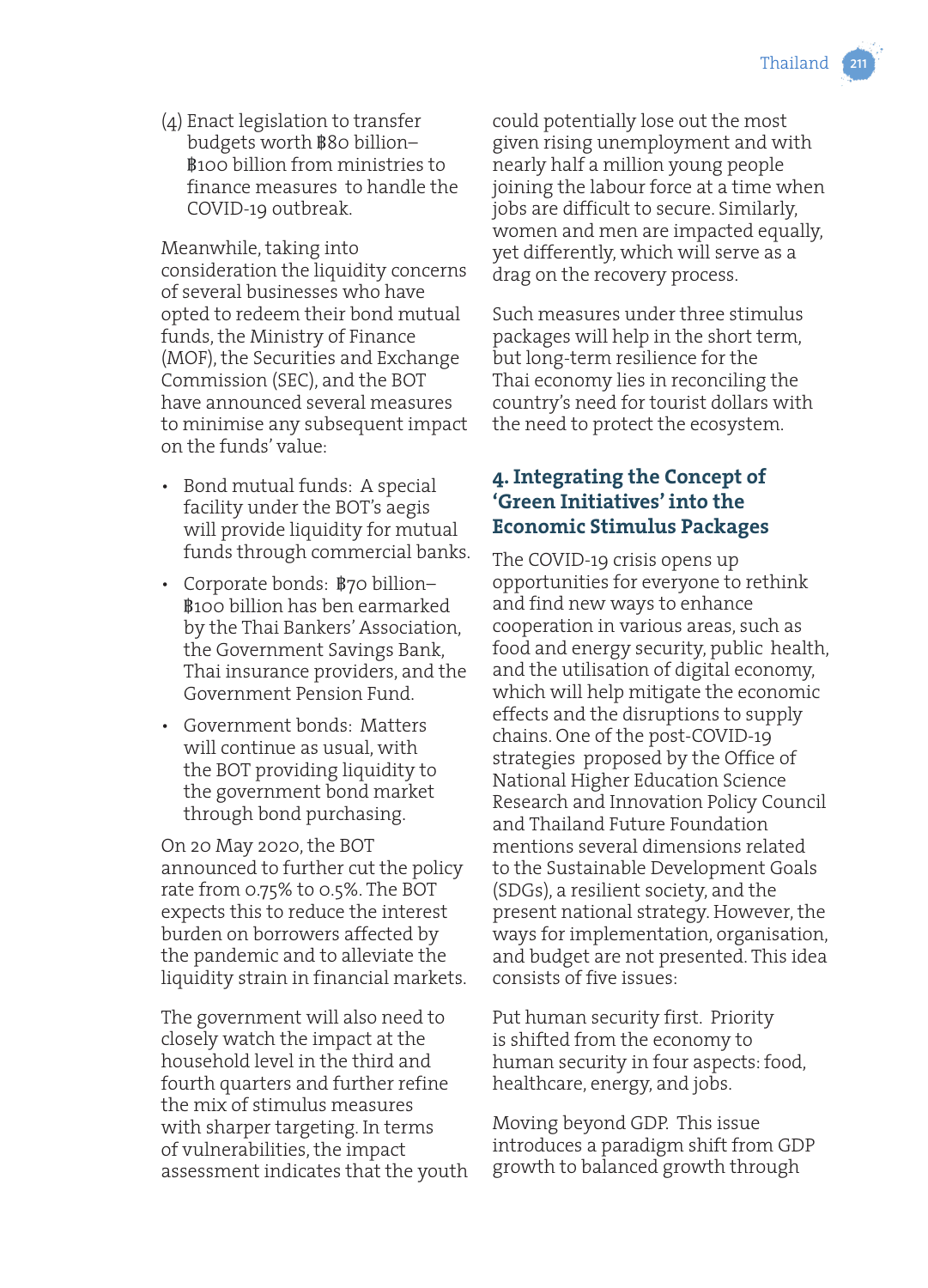(4) Enact legislation to transfer budgets worth ฿80 billion–฿100 billion from ministries to finance measures to handle the COVID-19 outbreak.

Meanwhile, taking into consideration the liquidity concerns of several businesses who have opted to redeem their bond mutual funds, the Ministry of Finance (MOF), the Securities and Exchange Commission (SEC), and the BOT have announced several measures to minimise any subsequent impact on the funds' value:

- Bond mutual funds: A special facility under the BOT's aegis will provide liquidity for mutual funds through commercial banks.
- Corporate bonds: ฿70 billion–฿100 billion has ben earmarked by the Thai Bankers' Association, the Government Savings Bank, Thai insurance providers, and the Government Pension Fund.
- Government bonds: Matters will continue as usual, with the BOT providing liquidity to the government bond market through bond purchasing.

On 20 May 2020, the BOT announced to further cut the policy rate from 0.75% to 0.5%. The BOT expects this to reduce the interest burden on borrowers affected by the pandemic and to alleviate the liquidity strain in financial markets.

The government will also need to closely watch the impact at the household level in the third and fourth quarters and further refine the mix of stimulus measures with sharper targeting. In terms of vulnerabilities, the impact assessment indicates that the youth could potentially lose out the most given rising unemployment and with nearly half a million young people joining the labour force at a time when jobs are difficult to secure. Similarly, women and men are impacted equally, yet differently, which will serve as a drag on the recovery process.

Such measures under three stimulus packages will help in the short term, but long-term resilience for the Thai economy lies in reconciling the country's need for tourist dollars with the need to protect the ecosystem.

### 4. Integrating the Concept of 'Green Initiatives' into the Economic Stimulus Packages

The COVID-19 crisis opens up opportunities for everyone to rethink and find new ways to enhance cooperation in various areas, such as food and energy security, public health, and the utilisation of digital economy, which will help mitigate the economic effects and the disruptions to supply chains. One of the post-COVID-19 strategies proposed by the Office of National Higher Education Science Research and Innovation Policy Council and Thailand Future Foundation mentions several dimensions related to the Sustainable Development Goals (SDGs), a resilient society, and the present national strategy. However, the ways for implementation, organisation, and budget are not presented. This idea consists of five issues:

Put human security first. Priority is shifted from the economy to human security in four aspects: food, healthcare, energy, and jobs.

Moving beyond GDP. This issue introduces a paradigm shift from GDP growth to balanced growth through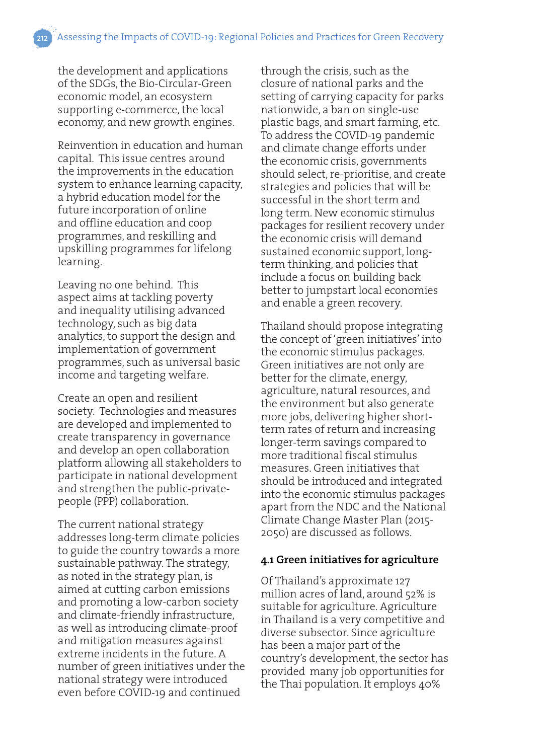the development and applications of the SDGs, the Bio-Circular-Green economic model, an ecosystem supporting e-commerce, the local economy, and new growth engines.

Reinvention in education and human capital. This issue centres around the improvements in the education system to enhance learning capacity, a hybrid education model for the future incorporation of online and offline education and coop programmes, and reskilling and upskilling programmes for lifelong learning.

Leaving no one behind. This aspect aims at tackling poverty and inequality utilising advanced technology, such as big data analytics, to support the design and implementation of government programmes, such as universal basic income and targeting welfare.

Create an open and resilient society. Technologies and measures are developed and implemented to create transparency in governance and develop an open collaboration platform allowing all stakeholders to participate in national development and strengthen the public-private-people (PPP) collaboration.

The current national strategy addresses long-term climate policies to guide the country towards a more sustainable pathway. The strategy, as noted in the strategy plan, is aimed at cutting carbon emissions and promoting a low-carbon society and climate-friendly infrastructure, as well as introducing climate-proof and mitigation measures against extreme incidents in the future. A number of green initiatives under the national strategy were introduced even before COVID-19 and continued through the crisis, such as the closure of national parks and the setting of carrying capacity for parks nationwide, a ban on single-use plastic bags, and smart farming, etc. To address the COVID-19 pandemic and climate change efforts under the economic crisis, governments should select, re-prioritise, and create strategies and policies that will be successful in the short term and long term. New economic stimulus packages for resilient recovery under the economic crisis will demand sustained economic support, long-term thinking, and policies that include a focus on building back better to jumpstart local economies and enable a green recovery.

Thailand should propose integrating the concept of 'green initiatives' into the economic stimulus packages. Green initiatives are not only are better for the climate, energy, agriculture, natural resources, and the environment but also generate more jobs, delivering higher short-term rates of return and increasing longer-term savings compared to more traditional fiscal stimulus measures. Green initiatives that should be introduced and integrated into the economic stimulus packages apart from the NDC and the National Climate Change Master Plan (2015-2050) are discussed as follows.

### 4.1 Green initiatives for agriculture

Of Thailand's approximate 127 million acres of land, around 52% is suitable for agriculture. Agriculture in Thailand is a very competitive and diverse subsector. Since agriculture has been a major part of the country's development, the sector has provided many job opportunities for the Thai population. It employs 40%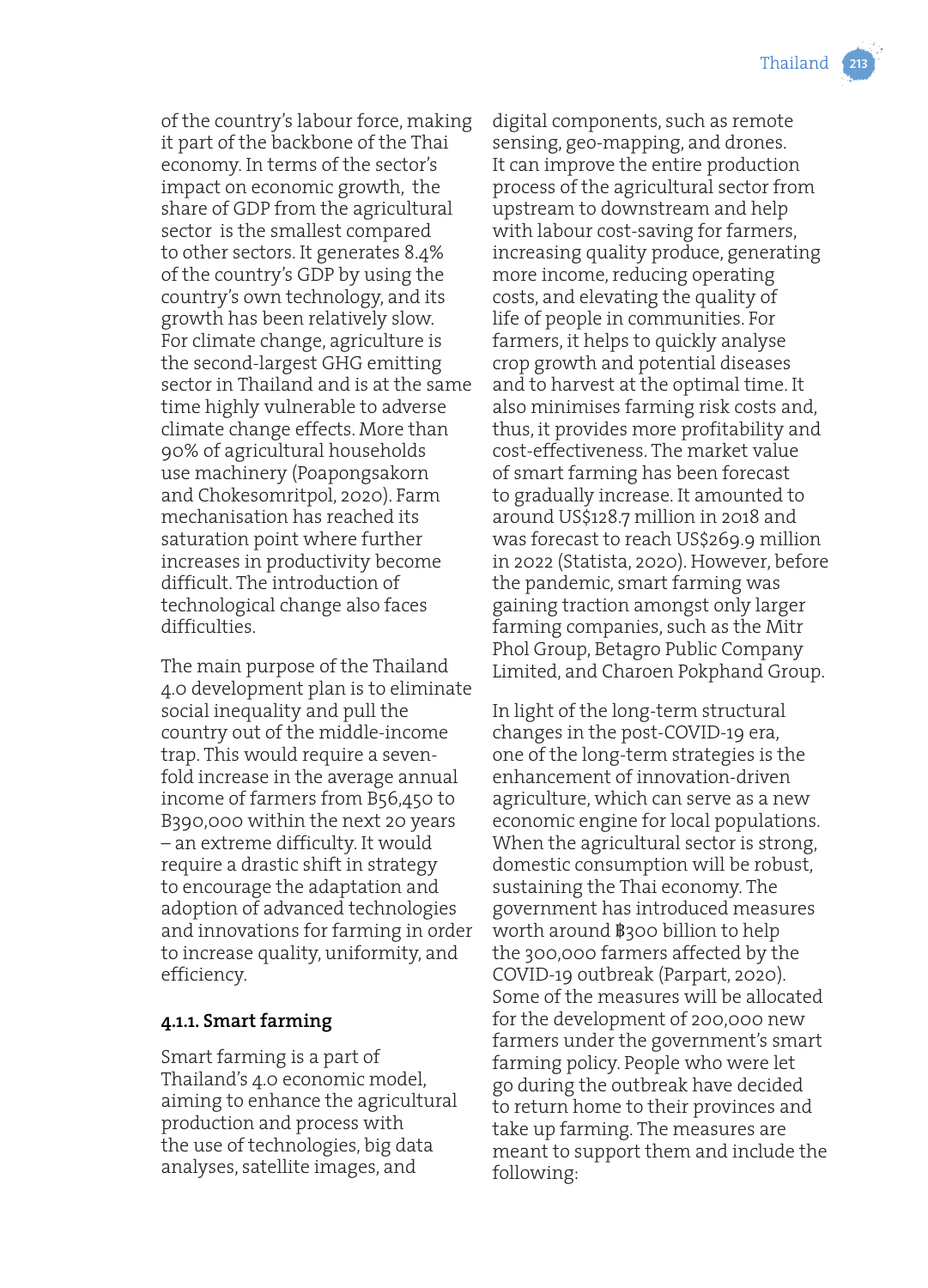of the country's labour force, making it part of the backbone of the Thai economy. In terms of the sector's impact on economic growth, the share of GDP from the agricultural sector is the smallest compared to other sectors. It generates 8.4% of the country's GDP by using the country's own technology, and its growth has been relatively slow. For climate change, agriculture is the second-largest GHG emitting sector in Thailand and is at the same time highly vulnerable to adverse climate change effects. More than 90% of agricultural households use machinery (Poapongsakorn and Chokesomritpol, 2020). Farm mechanisation has reached its saturation point where further increases in productivity become difficult. The introduction of technological change also faces difficulties.

The main purpose of the Thailand 4.0 development plan is to eliminate social inequality and pull the country out of the middle-income trap. This would require a seven-fold increase in the average annual income of farmers from B56,450 to B390,000 within the next 20 years – an extreme difficulty. It would require a drastic shift in strategy to encourage the adaptation and adoption of advanced technologies and innovations for farming in order to increase quality, uniformity, and efficiency.

#### 4.1.1. Smart farming

Smart farming is a part of Thailand's 4.0 economic model, aiming to enhance the agricultural production and process with the use of technologies, big data analyses, satellite images, and digital components, such as remote sensing, geo-mapping, and drones. It can improve the entire production process of the agricultural sector from upstream to downstream and help with labour cost-saving for farmers, increasing quality produce, generating more income, reducing operating costs, and elevating the quality of life of people in communities. For farmers, it helps to quickly analyse crop growth and potential diseases and to harvest at the optimal time. It also minimises farming risk costs and, thus, it provides more profitability and cost-effectiveness. The market value of smart farming has been forecast to gradually increase. It amounted to around US$128.7 million in 2018 and was forecast to reach US$269.9 million in 2022 (Statista, 2020). However, before the pandemic, smart farming was gaining traction amongst only larger farming companies, such as the Mitr Phol Group, Betagro Public Company Limited, and Charoen Pokphand Group.

In light of the long-term structural changes in the post-COVID-19 era, one of the long-term strategies is the enhancement of innovation-driven agriculture, which can serve as a new economic engine for local populations. When the agricultural sector is strong, domestic consumption will be robust, sustaining the Thai economy. The government has introduced measures worth around ฿300 billion to help the 300,000 farmers affected by the COVID-19 outbreak (Parpart, 2020). Some of the measures will be allocated for the development of 200,000 new farmers under the government's smart farming policy. People who were let go during the outbreak have decided to return home to their provinces and take up farming. The measures are meant to support them and include the following: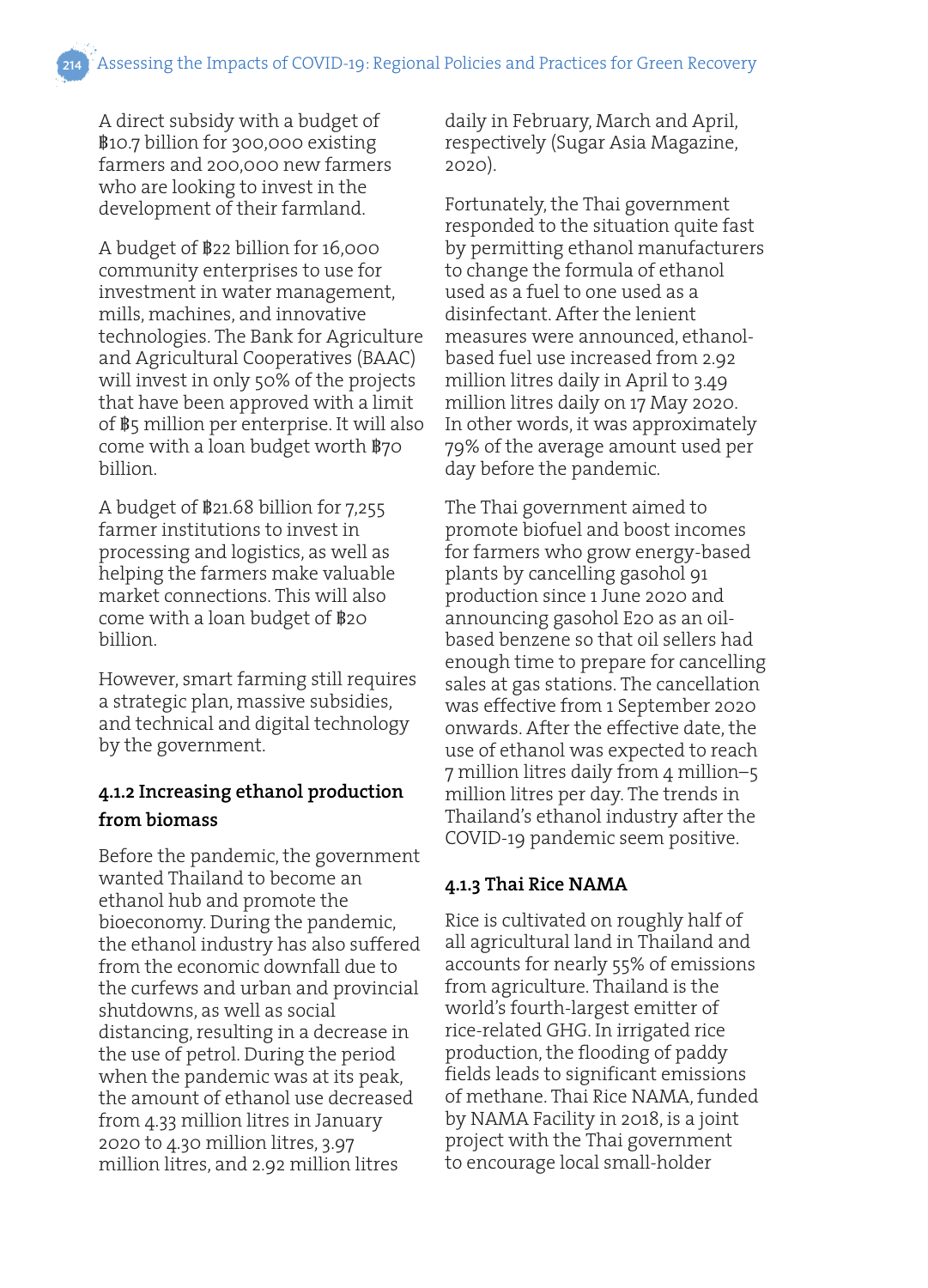A direct subsidy with a budget of ฿10.7 billion for 300,000 existing farmers and 200,000 new farmers who are looking to invest in the development of their farmland.

A budget of ฿22 billion for 16,000 community enterprises to use for investment in water management, mills, machines, and innovative technologies. The Bank for Agriculture and Agricultural Cooperatives (BAAC) will invest in only 50% of the projects that have been approved with a limit of ฿5 million per enterprise. It will also come with a loan budget worth ฿70 billion.

A budget of ฿21.68 billion for 7,255 farmer institutions to invest in processing and logistics, as well as helping the farmers make valuable market connections. This will also come with a loan budget of ฿20 billion.

However, smart farming still requires a strategic plan, massive subsidies, and technical and digital technology by the government.

### 4.1.2 Increasing ethanol production from biomass

Before the pandemic, the government wanted Thailand to become an ethanol hub and promote the bioeconomy. During the pandemic, the ethanol industry has also suffered from the economic downfall due to the curfews and urban and provincial shutdowns, as well as social distancing, resulting in a decrease in the use of petrol. During the period when the pandemic was at its peak, the amount of ethanol use decreased from 4.33 million litres in January 2020 to 4.30 million litres, 3.97 million litres, and 2.92 million litres daily in February, March and April, respectively (Sugar Asia Magazine, 2020).

Fortunately, the Thai government responded to the situation quite fast by permitting ethanol manufacturers to change the formula of ethanol used as a fuel to one used as a disinfectant. After the lenient measures were announced, ethanol-based fuel use increased from 2.92 million litres daily in April to 3.49 million litres daily on 17 May 2020. In other words, it was approximately 79% of the average amount used per day before the pandemic.

The Thai government aimed to promote biofuel and boost incomes for farmers who grow energy-based plants by cancelling gasohol 91 production since 1 June 2020 and announcing gasohol E20 as an oil-based benzene so that oil sellers had enough time to prepare for cancelling sales at gas stations. The cancellation was effective from 1 September 2020 onwards. After the effective date, the use of ethanol was expected to reach 7 million litres daily from 4 million–5 million litres per day. The trends in Thailand's ethanol industry after the COVID-19 pandemic seem positive.

### 4.1.3 Thai Rice NAMA

Rice is cultivated on roughly half of all agricultural land in Thailand and accounts for nearly 55% of emissions from agriculture. Thailand is the world's fourth-largest emitter of rice-related GHG. In irrigated rice production, the flooding of paddy fields leads to significant emissions of methane. Thai Rice NAMA, funded by NAMA Facility in 2018, is a joint project with the Thai government to encourage local small-holder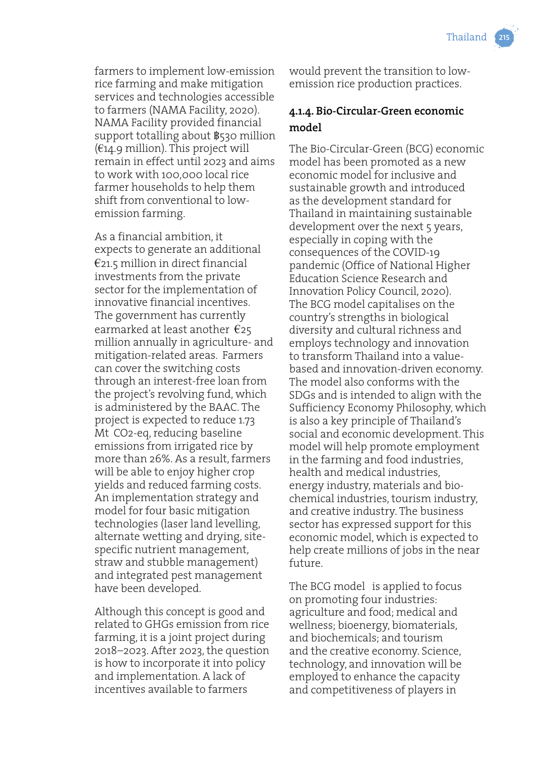farmers to implement low-emission rice farming and make mitigation services and technologies accessible to farmers (NAMA Facility, 2020). NAMA Facility provided financial support totalling about ฿530 million (€14.9 million). This project will remain in effect until 2023 and aims to work with 100,000 local rice farmer households to help them shift from conventional to low-emission farming.

As a financial ambition, it expects to generate an additional €21.5 million in direct financial investments from the private sector for the implementation of innovative financial incentives. The government has currently earmarked at least another €25 million annually in agriculture- and mitigation-related areas. Farmers can cover the switching costs through an interest-free loan from the project's revolving fund, which is administered by the BAAC. The project is expected to reduce 1.73 Mt $CO_2$-eq, reducing baseline emissions from irrigated rice by more than 26%. As a result, farmers will be able to enjoy higher crop yields and reduced farming costs. An implementation strategy and model for four basic mitigation technologies (laser land levelling, alternate wetting and drying, site-specific nutrient management, straw and stubble management) and integrated pest management have been developed.

Although this concept is good and related to GHGs emission from rice farming, it is a joint project during 2018–2023. After 2023, the question is how to incorporate it into policy and implementation. A lack of incentives available to farmers would prevent the transition to low-emission rice production practices.

#### 4.1.4. Bio-Circular-Green economic model

The Bio-Circular-Green (BCG) economic model has been promoted as a new economic model for inclusive and sustainable growth and introduced as the development standard for Thailand in maintaining sustainable development over the next 5 years, especially in coping with the consequences of the COVID-19 pandemic (Office of National Higher Education Science Research and Innovation Policy Council, 2020). The BCG model capitalises on the country's strengths in biological diversity and cultural richness and employs technology and innovation to transform Thailand into a value-based and innovation-driven economy. The model also conforms with the SDGs and is intended to align with the Sufficiency Economy Philosophy, which is also a key principle of Thailand's social and economic development. This model will help promote employment in the farming and food industries, health and medical industries, energy industry, materials and bio-chemical industries, tourism industry, and creative industry. The business sector has expressed support for this economic model, which is expected to help create millions of jobs in the near future.

The BCG model is applied to focus on promoting four industries: agriculture and food; medical and wellness; bioenergy, biomaterials, and biochemicals; and tourism and the creative economy. Science, technology, and innovation will be employed to enhance the capacity and competitiveness of players in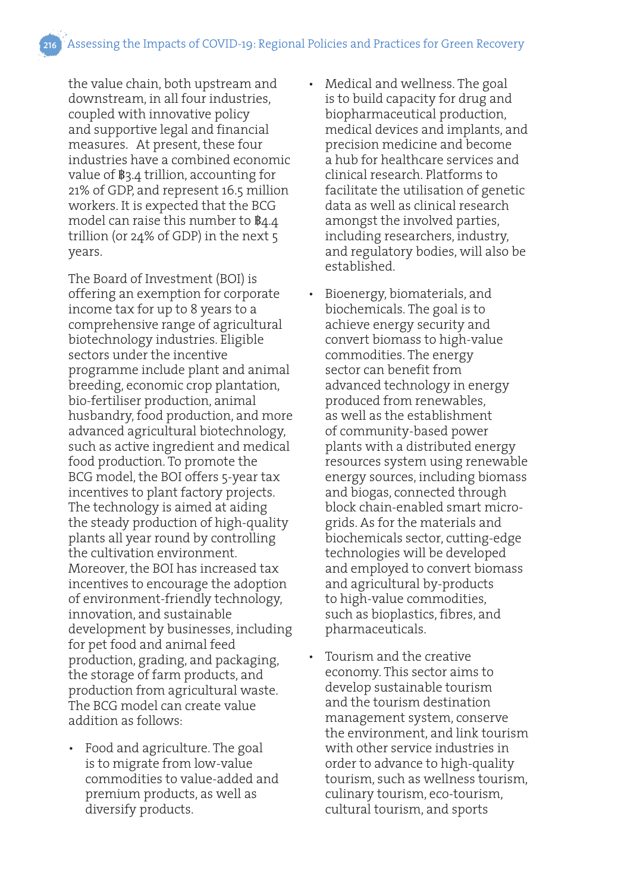the value chain, both upstream and downstream, in all four industries, coupled with innovative policy and supportive legal and financial measures. At present, these four industries have a combined economic value of ฿3.4 trillion, accounting for 21% of GDP, and represent 16.5 million workers. It is expected that the BCG model can raise this number to ฿4.4 trillion (or 24% of GDP) in the next 5 years.

The Board of Investment (BOI) is offering an exemption for corporate income tax for up to 8 years to a comprehensive range of agricultural biotechnology industries. Eligible sectors under the incentive programme include plant and animal breeding, economic crop plantation, bio-fertiliser production, animal husbandry, food production, and more advanced agricultural biotechnology, such as active ingredient and medical food production. To promote the BCG model, the BOI offers 5-year tax incentives to plant factory projects. The technology is aimed at aiding the steady production of high-quality plants all year round by controlling the cultivation environment. Moreover, the BOI has increased tax incentives to encourage the adoption of environment-friendly technology, innovation, and sustainable development by businesses, including for pet food and animal feed production, grading, and packaging, the storage of farm products, and production from agricultural waste. The BCG model can create value addition as follows:

- Food and agriculture. The goal is to migrate from low-value commodities to value-added and premium products, as well as diversify products.
- Medical and wellness. The goal is to build capacity for drug and biopharmaceutical production, medical devices and implants, and precision medicine and become a hub for healthcare services and clinical research. Platforms to facilitate the utilisation of genetic data as well as clinical research amongst the involved parties, including researchers, industry, and regulatory bodies, will also be established.
- Bioenergy, biomaterials, and biochemicals. The goal is to achieve energy security and convert biomass to high-value commodities. The energy sector can benefit from advanced technology in energy produced from renewables, as well as the establishment of community-based power plants with a distributed energy resources system using renewable energy sources, including biomass and biogas, connected through block chain-enabled smart micro-grids. As for the materials and biochemicals sector, cutting-edge technologies will be developed and employed to convert biomass and agricultural by-products to high-value commodities, such as bioplastics, fibres, and pharmaceuticals.
- Tourism and the creative economy. This sector aims to develop sustainable tourism and the tourism destination management system, conserve the environment, and link tourism with other service industries in order to advance to high-quality tourism, such as wellness tourism, culinary tourism, eco-tourism, cultural tourism, and sports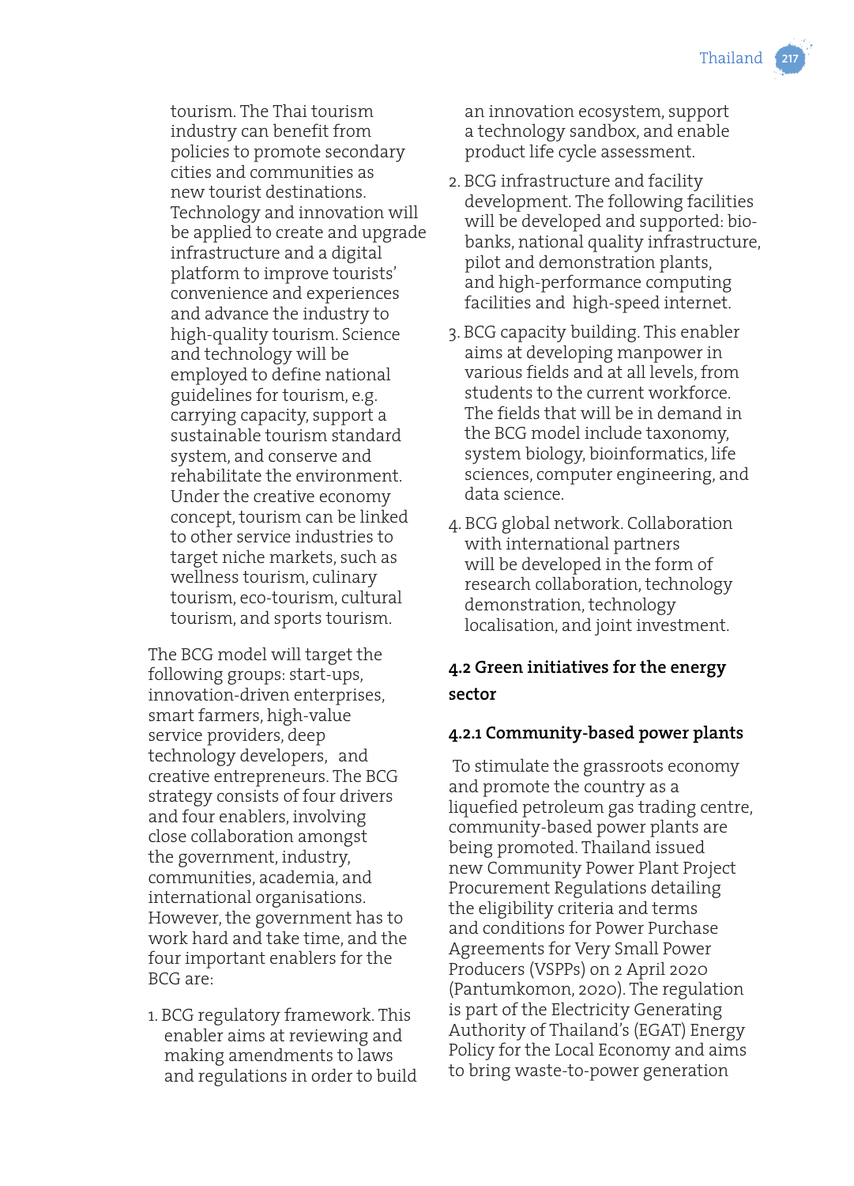tourism. The Thai tourism industry can benefit from policies to promote secondary cities and communities as new tourist destinations. Technology and innovation will be applied to create and upgrade infrastructure and a digital platform to improve tourists' convenience and experiences and advance the industry to high-quality tourism. Science and technology will be employed to define national guidelines for tourism, e.g. carrying capacity, support a sustainable tourism standard system, and conserve and rehabilitate the environment. Under the creative economy concept, tourism can be linked to other service industries to target niche markets, such as wellness tourism, culinary tourism, eco-tourism, cultural tourism, and sports tourism.

The BCG model will target the following groups: start-ups, innovation-driven enterprises, smart farmers, high-value service providers, deep technology developers, and creative entrepreneurs. The BCG strategy consists of four drivers and four enablers, involving close collaboration amongst the government, industry, communities, academia, and international organisations. However, the government has to work hard and take time, and the four important enablers for the BCG are:

1. BCG regulatory framework. This enabler aims at reviewing and making amendments to laws and regulations in order to build an innovation ecosystem, support a technology sandbox, and enable product life cycle assessment.
2. BCG infrastructure and facility development. The following facilities will be developed and supported: bio-banks, national quality infrastructure, pilot and demonstration plants, and high-performance computing facilities and high-speed internet.
3. BCG capacity building. This enabler aims at developing manpower in various fields and at all levels, from students to the current workforce. The fields that will be in demand in the BCG model include taxonomy, system biology, bioinformatics, life sciences, computer engineering, and data science.
4. BCG global network. Collaboration with international partners will be developed in the form of research collaboration, technology demonstration, technology localisation, and joint investment.

## 4.2 Green initiatives for the energy sector

### 4.2.1 Community-based power plants

To stimulate the grassroots economy and promote the country as a liquefied petroleum gas trading centre, community-based power plants are being promoted. Thailand issued new Community Power Plant Project Procurement Regulations detailing the eligibility criteria and terms and conditions for Power Purchase Agreements for Very Small Power Producers (VSPPs) on 2 April 2020 (Pantumkomon, 2020). The regulation is part of the Electricity Generating Authority of Thailand's (EGAT) Energy Policy for the Local Economy and aims to bring waste-to-power generation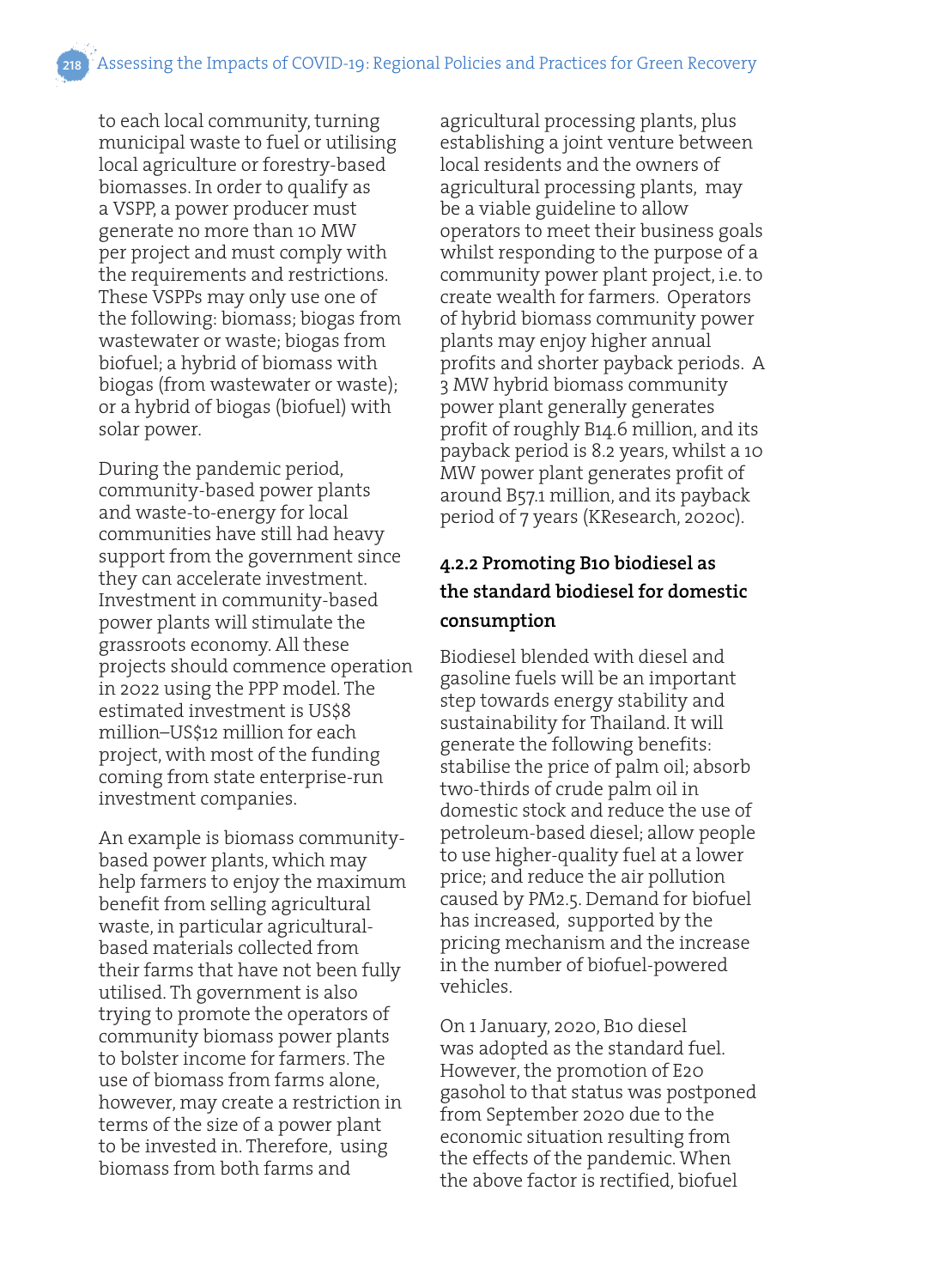to each local community, turning municipal waste to fuel or utilising local agriculture or forestry-based biomasses. In order to qualify as a VSPP, a power producer must generate no more than 10 MW per project and must comply with the requirements and restrictions. These VSPPs may only use one of the following: biomass; biogas from wastewater or waste; biogas from biofuel; a hybrid of biomass with biogas (from wastewater or waste); or a hybrid of biogas (biofuel) with solar power.

During the pandemic period, community-based power plants and waste-to-energy for local communities have still had heavy support from the government since they can accelerate investment. Investment in community-based power plants will stimulate the grassroots economy. All these projects should commence operation in 2022 using the PPP model. The estimated investment is US$8 million–US$12 million for each project, with most of the funding coming from state enterprise-run investment companies.

An example is biomass community-based power plants, which may help farmers to enjoy the maximum benefit from selling agricultural waste, in particular agricultural-based materials collected from their farms that have not been fully utilised. Th government is also trying to promote the operators of community biomass power plants to bolster income for farmers. The use of biomass from farms alone, however, may create a restriction in terms of the size of a power plant to be invested in. Therefore, using biomass from both farms and agricultural processing plants, plus establishing a joint venture between local residents and the owners of agricultural processing plants, may be a viable guideline to allow operators to meet their business goals whilst responding to the purpose of a community power plant project, i.e. to create wealth for farmers. Operators of hybrid biomass community power plants may enjoy higher annual profits and shorter payback periods. A 3 MW hybrid biomass community power plant generally generates profit of roughly B14.6 million, and its payback period is 8.2 years, whilst a 10 MW power plant generates profit of around B57.1 million, and its payback period of 7 years (KResearch, 2020c).

#### 4.2.2 Promoting B10 biodiesel as the standard biodiesel for domestic consumption

Biodiesel blended with diesel and gasoline fuels will be an important step towards energy stability and sustainability for Thailand. It will generate the following benefits: stabilise the price of palm oil; absorb two-thirds of crude palm oil in domestic stock and reduce the use of petroleum-based diesel; allow people to use higher-quality fuel at a lower price; and reduce the air pollution caused by PM2.5. Demand for biofuel has increased, supported by the pricing mechanism and the increase in the number of biofuel-powered vehicles.

On 1 January, 2020, B10 diesel was adopted as the standard fuel. However, the promotion of E20 gasohol to that status was postponed from September 2020 due to the economic situation resulting from the effects of the pandemic. When the above factor is rectified, biofuel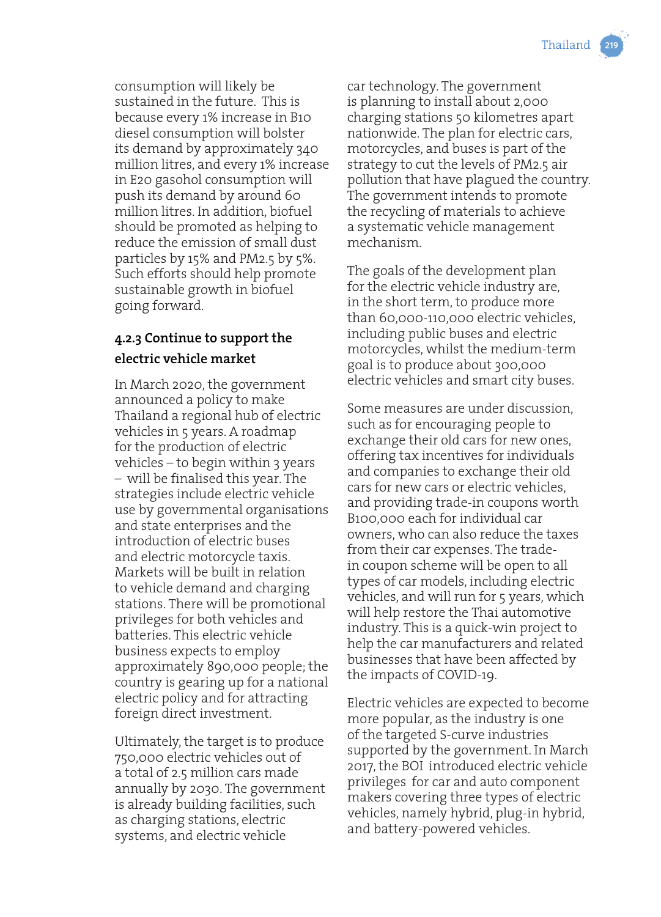consumption will likely be sustained in the future. This is because every 1% increase in B10 diesel consumption will bolster its demand by approximately 340 million litres, and every 1% increase in E20 gasohol consumption will push its demand by around 60 million litres. In addition, biofuel should be promoted as helping to reduce the emission of small dust particles by 15% and PM2.5 by 5%. Such efforts should help promote sustainable growth in biofuel going forward.

#### 4.2.3 Continue to support the electric vehicle market

In March 2020, the government announced a policy to make Thailand a regional hub of electric vehicles in 5 years. A roadmap for the production of electric vehicles – to begin within 3 years – will be finalised this year. The strategies include electric vehicle use by governmental organisations and state enterprises and the introduction of electric buses and electric motorcycle taxis. Markets will be built in relation to vehicle demand and charging stations. There will be promotional privileges for both vehicles and batteries. This electric vehicle business expects to employ approximately 890,000 people; the country is gearing up for a national electric policy and for attracting foreign direct investment.

Ultimately, the target is to produce 750,000 electric vehicles out of a total of 2.5 million cars made annually by 2030. The government is already building facilities, such as charging stations, electric systems, and electric vehicle car technology. The government is planning to install about 2,000 charging stations 50 kilometres apart nationwide. The plan for electric cars, motorcycles, and buses is part of the strategy to cut the levels of PM2.5 air pollution that have plagued the country. The government intends to promote the recycling of materials to achieve a systematic vehicle management mechanism.

The goals of the development plan for the electric vehicle industry are, in the short term, to produce more than 60,000-110,000 electric vehicles, including public buses and electric motorcycles, whilst the medium-term goal is to produce about 300,000 electric vehicles and smart city buses.

Some measures are under discussion, such as for encouraging people to exchange their old cars for new ones, offering tax incentives for individuals and companies to exchange their old cars for new cars or electric vehicles, and providing trade-in coupons worth B100,000 each for individual car owners, who can also reduce the taxes from their car expenses. The trade-in coupon scheme will be open to all types of car models, including electric vehicles, and will run for 5 years, which will help restore the Thai automotive industry. This is a quick-win project to help the car manufacturers and related businesses that have been affected by the impacts of COVID-19.

Electric vehicles are expected to become more popular, as the industry is one of the targeted S-curve industries supported by the government. In March 2017, the BOI introduced electric vehicle privileges for car and auto component makers covering three types of electric vehicles, namely hybrid, plug-in hybrid, and battery-powered vehicles.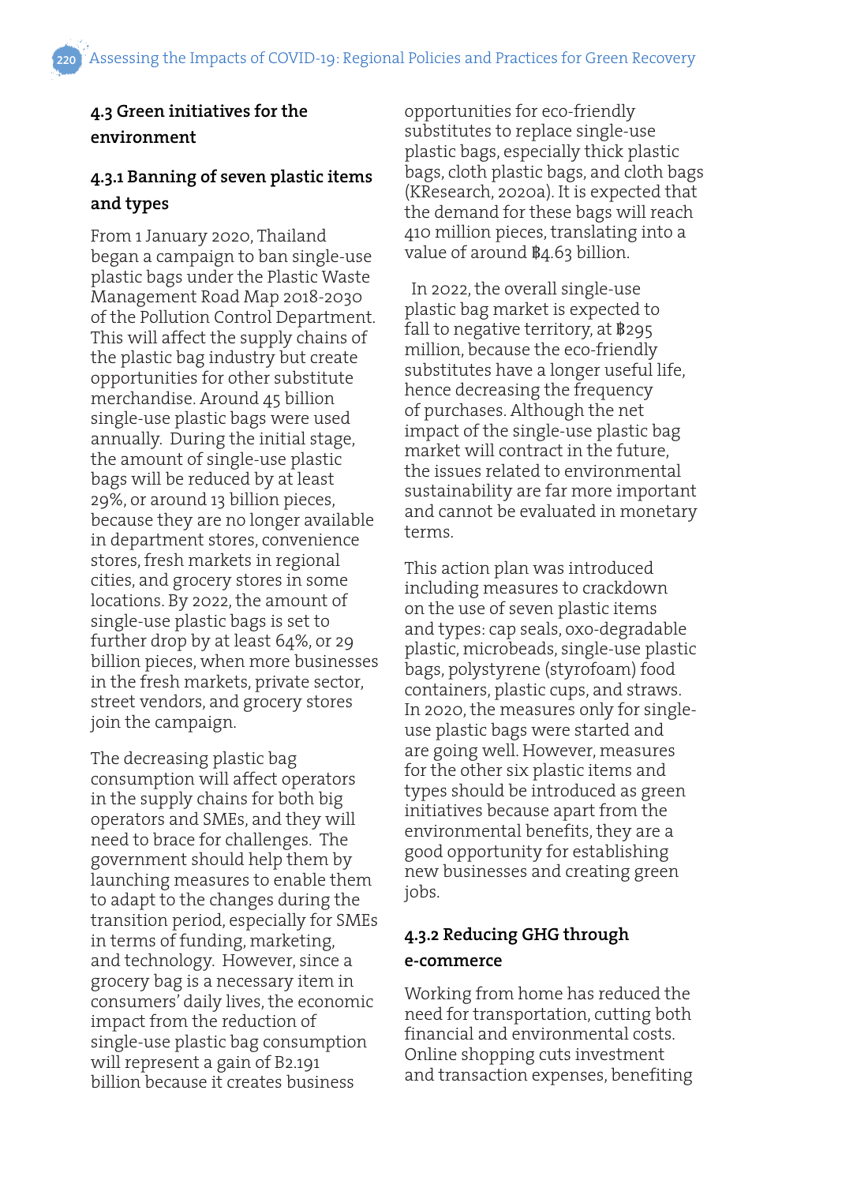### 4.3 Green initiatives for the environment

#### 4.3.1 Banning of seven plastic items and types

From 1 January 2020, Thailand began a campaign to ban single-use plastic bags under the Plastic Waste Management Road Map 2018-2030 of the Pollution Control Department. This will affect the supply chains of the plastic bag industry but create opportunities for other substitute merchandise. Around 45 billion single-use plastic bags were used annually. During the initial stage, the amount of single-use plastic bags will be reduced by at least 29%, or around 13 billion pieces, because they are no longer available in department stores, convenience stores, fresh markets in regional cities, and grocery stores in some locations. By 2022, the amount of single-use plastic bags is set to further drop by at least 64%, or 29 billion pieces, when more businesses in the fresh markets, private sector, street vendors, and grocery stores join the campaign.

The decreasing plastic bag consumption will affect operators in the supply chains for both big operators and SMEs, and they will need to brace for challenges. The government should help them by launching measures to enable them to adapt to the changes during the transition period, especially for SMEs in terms of funding, marketing, and technology. However, since a grocery bag is a necessary item in consumers' daily lives, the economic impact from the reduction of single-use plastic bag consumption will represent a gain of B2.191 billion because it creates business opportunities for eco-friendly substitutes to replace single-use plastic bags, especially thick plastic bags, cloth plastic bags, and cloth bags (KResearch, 2020a). It is expected that the demand for these bags will reach 410 million pieces, translating into a value of around ฿4.63 billion.

In 2022, the overall single-use plastic bag market is expected to fall to negative territory, at ฿295 million, because the eco-friendly substitutes have a longer useful life, hence decreasing the frequency of purchases. Although the net impact of the single-use plastic bag market will contract in the future, the issues related to environmental sustainability are far more important and cannot be evaluated in monetary terms.

This action plan was introduced including measures to crackdown on the use of seven plastic items and types: cap seals, oxo-degradable plastic, microbeads, single-use plastic bags, polystyrene (styrofoam) food containers, plastic cups, and straws. In 2020, the measures only for single-use plastic bags were started and are going well. However, measures for the other six plastic items and types should be introduced as green initiatives because apart from the environmental benefits, they are a good opportunity for establishing new businesses and creating green jobs.

#### 4.3.2 Reducing GHG through e-commerce

Working from home has reduced the need for transportation, cutting both financial and environmental costs. Online shopping cuts investment and transaction expenses, benefiting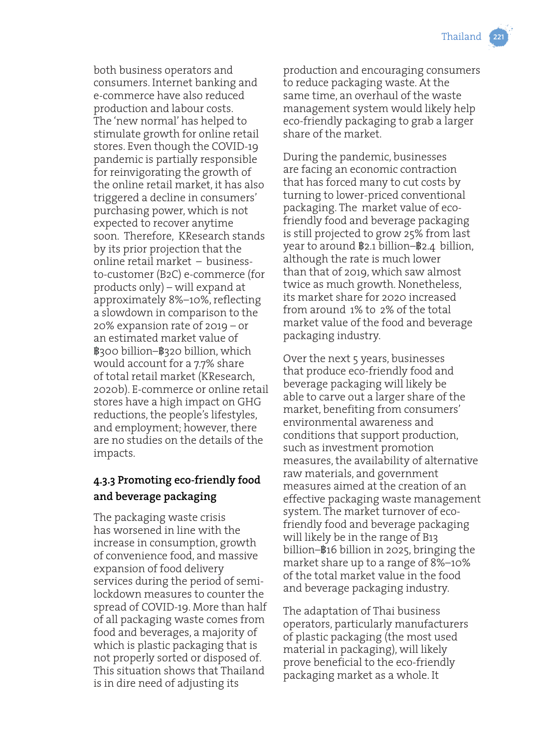both business operators and consumers. Internet banking and e-commerce have also reduced production and labour costs. The 'new normal' has helped to stimulate growth for online retail stores. Even though the COVID-19 pandemic is partially responsible for reinvigorating the growth of the online retail market, it has also triggered a decline in consumers' purchasing power, which is not expected to recover anytime soon. Therefore, KResearch stands by its prior projection that the online retail market – business-to-customer (B2C) e-commerce (for products only) – will expand at approximately 8%–10%, reflecting a slowdown in comparison to the 20% expansion rate of 2019 – or an estimated market value of ฿300 billion–฿320 billion, which would account for a 7.7% share of total retail market (KResearch, 2020b). E-commerce or online retail stores have a high impact on GHG reductions, the people's lifestyles, and employment; however, there are no studies on the details of the impacts.

### 4.3.3 Promoting eco-friendly food and beverage packaging

The packaging waste crisis has worsened in line with the increase in consumption, growth of convenience food, and massive expansion of food delivery services during the period of semi-lockdown measures to counter the spread of COVID-19. More than half of all packaging waste comes from food and beverages, a majority of which is plastic packaging that is not properly sorted or disposed of. This situation shows that Thailand is in dire need of adjusting its production and encouraging consumers to reduce packaging waste. At the same time, an overhaul of the waste management system would likely help eco-friendly packaging to grab a larger share of the market.

During the pandemic, businesses are facing an economic contraction that has forced many to cut costs by turning to lower-priced conventional packaging. The market value of eco-friendly food and beverage packaging is still projected to grow 25% from last year to around ฿2.1 billion–฿2.4 billion, although the rate is much lower than that of 2019, which saw almost twice as much growth. Nonetheless, its market share for 2020 increased from around 1% to 2% of the total market value of the food and beverage packaging industry.

Over the next 5 years, businesses that produce eco-friendly food and beverage packaging will likely be able to carve out a larger share of the market, benefiting from consumers' environmental awareness and conditions that support production, such as investment promotion measures, the availability of alternative raw materials, and government measures aimed at the creation of an effective packaging waste management system. The market turnover of eco-friendly food and beverage packaging will likely be in the range of B13 billion–฿16 billion in 2025, bringing the market share up to a range of 8%–10% of the total market value in the food and beverage packaging industry.

The adaptation of Thai business operators, particularly manufacturers of plastic packaging (the most used material in packaging), will likely prove beneficial to the eco-friendly packaging market as a whole. It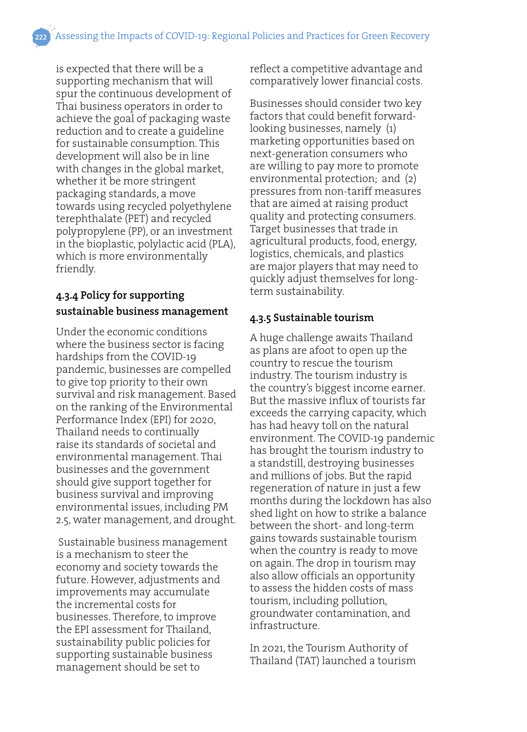is expected that there will be a supporting mechanism that will spur the continuous development of Thai business operators in order to achieve the goal of packaging waste reduction and to create a guideline for sustainable consumption. This development will also be in line with changes in the global market, whether it be more stringent packaging standards, a move towards using recycled polyethylene terephthalate (PET) and recycled polypropylene (PP), or an investment in the bioplastic, polylactic acid (PLA), which is more environmentally friendly.

### 4.3.4 Policy for supporting sustainable business management

Under the economic conditions where the business sector is facing hardships from the COVID-19 pandemic, businesses are compelled to give top priority to their own survival and risk management. Based on the ranking of the Environmental Performance Index (EPI) for 2020, Thailand needs to continually raise its standards of societal and environmental management. Thai businesses and the government should give support together for business survival and improving environmental issues, including PM 2.5, water management, and drought.

Sustainable business management is a mechanism to steer the economy and society towards the future. However, adjustments and improvements may accumulate the incremental costs for businesses. Therefore, to improve the EPI assessment for Thailand, sustainability public policies for supporting sustainable business management should be set to reflect a competitive advantage and comparatively lower financial costs.

Businesses should consider two key factors that could benefit forward-looking businesses, namely (1) marketing opportunities based on next-generation consumers who are willing to pay more to promote environmental protection; and (2) pressures from non-tariff measures that are aimed at raising product quality and protecting consumers. Target businesses that trade in agricultural products, food, energy, logistics, chemicals, and plastics are major players that may need to quickly adjust themselves for long-term sustainability.

### 4.3.5 Sustainable tourism

A huge challenge awaits Thailand as plans are afoot to open up the country to rescue the tourism industry. The tourism industry is the country's biggest income earner. But the massive influx of tourists far exceeds the carrying capacity, which has had heavy toll on the natural environment. The COVID-19 pandemic has brought the tourism industry to a standstill, destroying businesses and millions of jobs. But the rapid regeneration of nature in just a few months during the lockdown has also shed light on how to strike a balance between the short- and long-term gains towards sustainable tourism when the country is ready to move on again. The drop in tourism may also allow officials an opportunity to assess the hidden costs of mass tourism, including pollution, groundwater contamination, and infrastructure.

In 2021, the Tourism Authority of Thailand (TAT) launched a tourism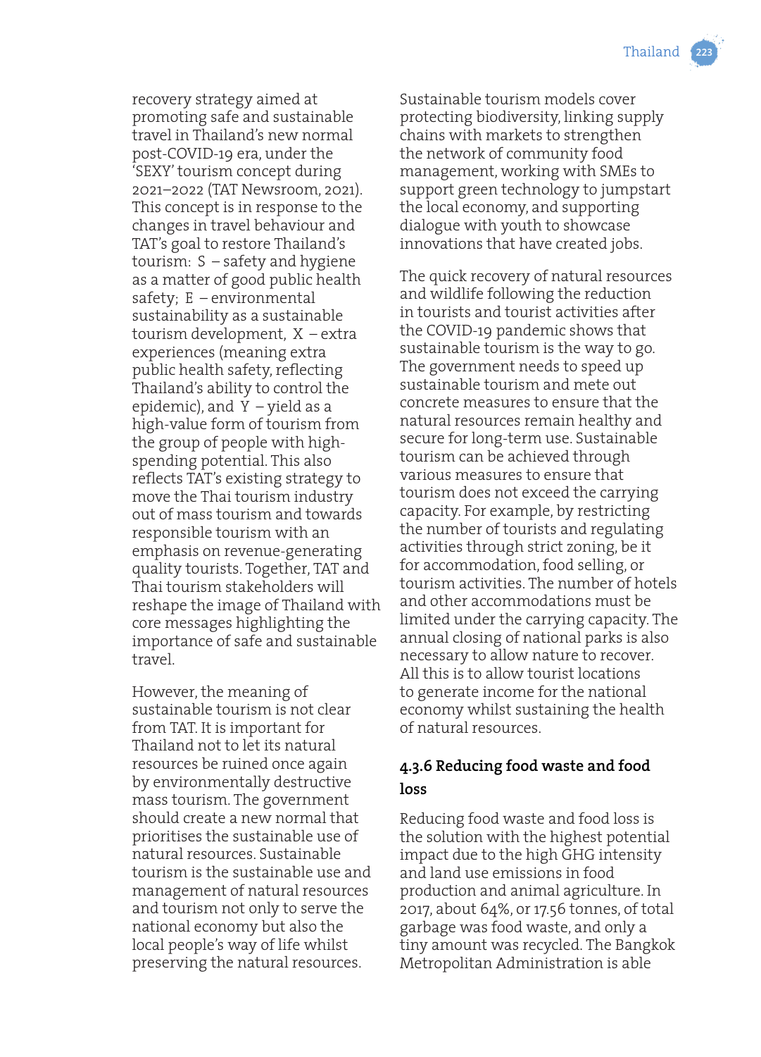recovery strategy aimed at promoting safe and sustainable travel in Thailand's new normal post-COVID-19 era, under the 'SEXY' tourism concept during 2021–2022 (TAT Newsroom, 2021). This concept is in response to the changes in travel behaviour and TAT's goal to restore Thailand's tourism: S – safety and hygiene as a matter of good public health safety; E – environmental sustainability as a sustainable tourism development, X – extra experiences (meaning extra public health safety, reflecting Thailand's ability to control the epidemic), and Y – yield as a high-value form of tourism from the group of people with high-spending potential. This also reflects TAT's existing strategy to move the Thai tourism industry out of mass tourism and towards responsible tourism with an emphasis on revenue-generating quality tourists. Together, TAT and Thai tourism stakeholders will reshape the image of Thailand with core messages highlighting the importance of safe and sustainable travel.

However, the meaning of sustainable tourism is not clear from TAT. It is important for Thailand not to let its natural resources be ruined once again by environmentally destructive mass tourism. The government should create a new normal that prioritises the sustainable use of natural resources. Sustainable tourism is the sustainable use and management of natural resources and tourism not only to serve the national economy but also the local people's way of life whilst preserving the natural resources. Sustainable tourism models cover protecting biodiversity, linking supply chains with markets to strengthen the network of community food management, working with SMEs to support green technology to jumpstart the local economy, and supporting dialogue with youth to showcase innovations that have created jobs.

The quick recovery of natural resources and wildlife following the reduction in tourists and tourist activities after the COVID-19 pandemic shows that sustainable tourism is the way to go. The government needs to speed up sustainable tourism and mete out concrete measures to ensure that the natural resources remain healthy and secure for long-term use. Sustainable tourism can be achieved through various measures to ensure that tourism does not exceed the carrying capacity. For example, by restricting the number of tourists and regulating activities through strict zoning, be it for accommodation, food selling, or tourism activities. The number of hotels and other accommodations must be limited under the carrying capacity. The annual closing of national parks is also necessary to allow nature to recover. All this is to allow tourist locations to generate income for the national economy whilst sustaining the health of natural resources.

### 4.3.6 Reducing food waste and food loss

Reducing food waste and food loss is the solution with the highest potential impact due to the high GHG intensity and land use emissions in food production and animal agriculture. In 2017, about 64%, or 17.56 tonnes, of total garbage was food waste, and only a tiny amount was recycled. The Bangkok Metropolitan Administration is able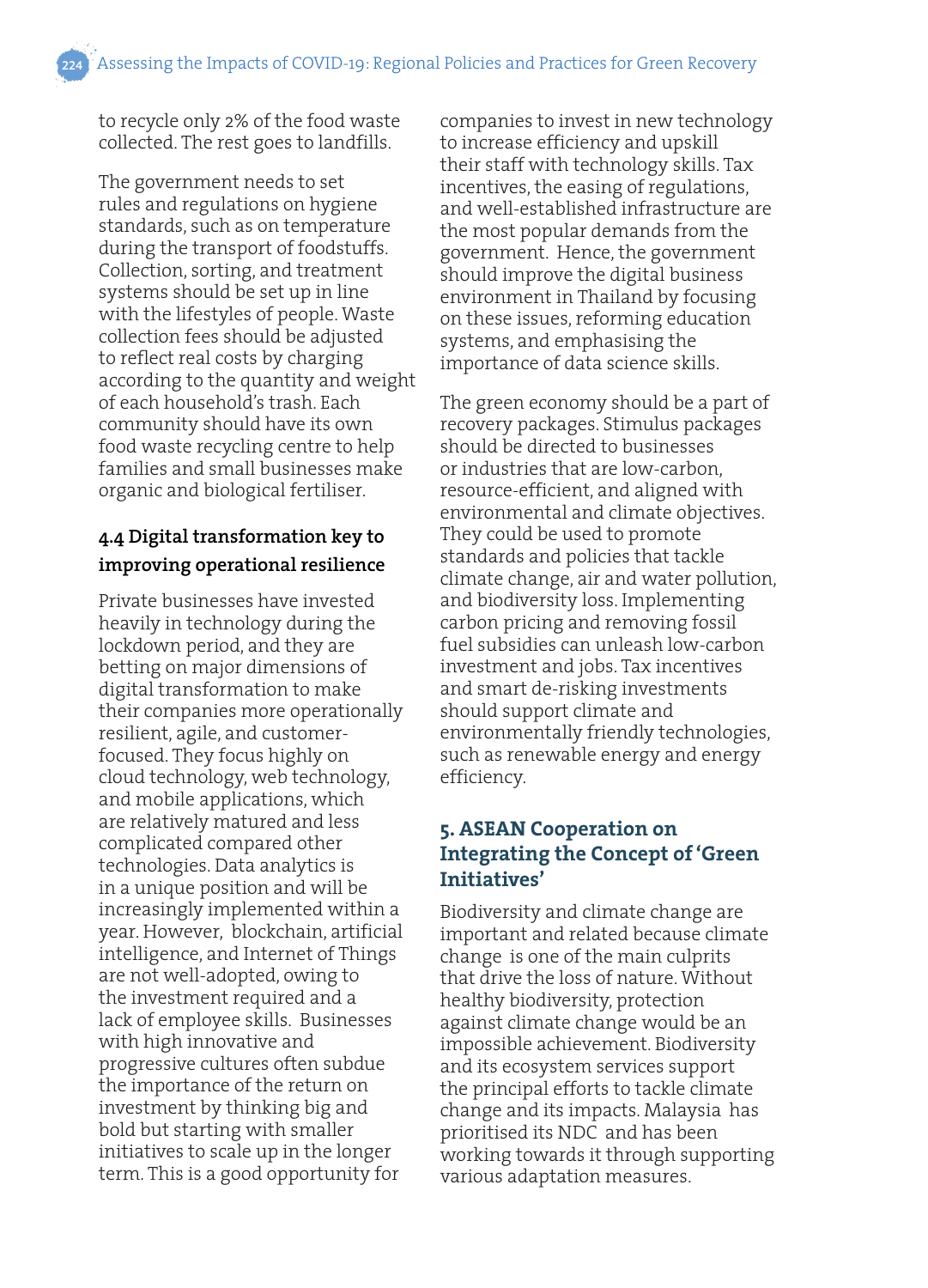to recycle only 2% of the food waste collected. The rest goes to landfills.

The government needs to set rules and regulations on hygiene standards, such as on temperature during the transport of foodstuffs. Collection, sorting, and treatment systems should be set up in line with the lifestyles of people. Waste collection fees should be adjusted to reflect real costs by charging according to the quantity and weight of each household's trash. Each community should have its own food waste recycling centre to help families and small businesses make organic and biological fertiliser.

### 4.4 Digital transformation key to improving operational resilience

Private businesses have invested heavily in technology during the lockdown period, and they are betting on major dimensions of digital transformation to make their companies more operationally resilient, agile, and customer-focused. They focus highly on cloud technology, web technology, and mobile applications, which are relatively matured and less complicated compared other technologies. Data analytics is in a unique position and will be increasingly implemented within a year. However, blockchain, artificial intelligence, and Internet of Things are not well-adopted, owing to the investment required and a lack of employee skills. Businesses with high innovative and progressive cultures often subdue the importance of the return on investment by thinking big and bold but starting with smaller initiatives to scale up in the longer term. This is a good opportunity for companies to invest in new technology to increase efficiency and upskill their staff with technology skills. Tax incentives, the easing of regulations, and well-established infrastructure are the most popular demands from the government. Hence, the government should improve the digital business environment in Thailand by focusing on these issues, reforming education systems, and emphasising the importance of data science skills.

The green economy should be a part of recovery packages. Stimulus packages should be directed to businesses or industries that are low-carbon, resource-efficient, and aligned with environmental and climate objectives. They could be used to promote standards and policies that tackle climate change, air and water pollution, and biodiversity loss. Implementing carbon pricing and removing fossil fuel subsidies can unleash low-carbon investment and jobs. Tax incentives and smart de-risking investments should support climate and environmentally friendly technologies, such as renewable energy and energy efficiency.

## 5. ASEAN Cooperation on Integrating the Concept of 'Green Initiatives'

Biodiversity and climate change are important and related because climate change is one of the main culprits that drive the loss of nature. Without healthy biodiversity, protection against climate change would be an impossible achievement. Biodiversity and its ecosystem services support the principal efforts to tackle climate change and its impacts. Malaysia has prioritised its NDC and has been working towards it through supporting various adaptation measures.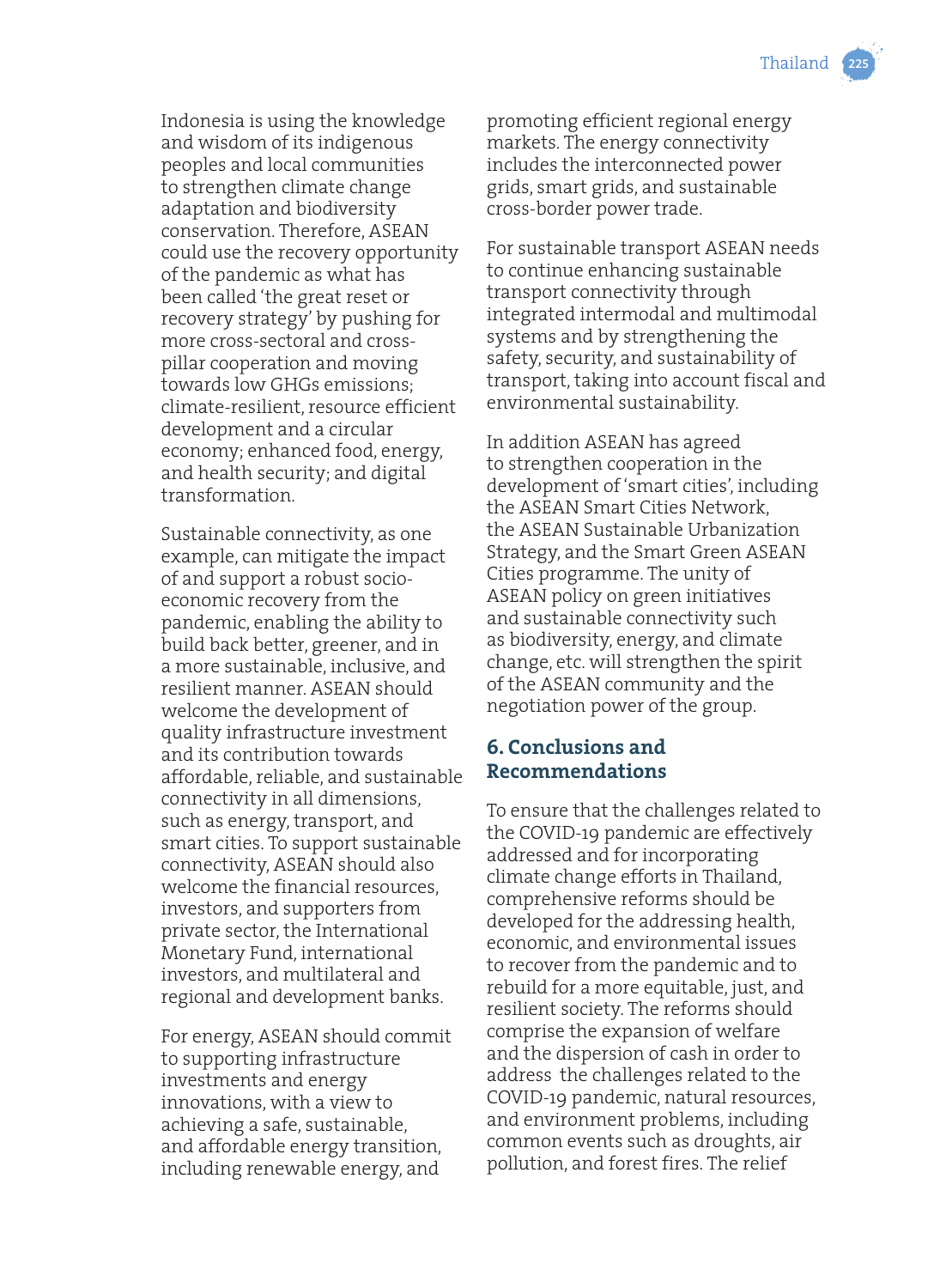Indonesia is using the knowledge and wisdom of its indigenous peoples and local communities to strengthen climate change adaptation and biodiversity conservation. Therefore, ASEAN could use the recovery opportunity of the pandemic as what has been called 'the great reset or recovery strategy' by pushing for more cross-sectoral and cross-pillar cooperation and moving towards low GHGs emissions; climate-resilient, resource efficient development and a circular economy; enhanced food, energy, and health security; and digital transformation.

Sustainable connectivity, as one example, can mitigate the impact of and support a robust socio-economic recovery from the pandemic, enabling the ability to build back better, greener, and in a more sustainable, inclusive, and resilient manner. ASEAN should welcome the development of quality infrastructure investment and its contribution towards affordable, reliable, and sustainable connectivity in all dimensions, such as energy, transport, and smart cities. To support sustainable connectivity, ASEAN should also welcome the financial resources, investors, and supporters from private sector, the International Monetary Fund, international investors, and multilateral and regional and development banks.

For energy, ASEAN should commit to supporting infrastructure investments and energy innovations, with a view to achieving a safe, sustainable, and affordable energy transition, including renewable energy, and promoting efficient regional energy markets. The energy connectivity includes the interconnected power grids, smart grids, and sustainable cross-border power trade.

For sustainable transport ASEAN needs to continue enhancing sustainable transport connectivity through integrated intermodal and multimodal systems and by strengthening the safety, security, and sustainability of transport, taking into account fiscal and environmental sustainability.

In addition ASEAN has agreed to strengthen cooperation in the development of 'smart cities', including the ASEAN Smart Cities Network, the ASEAN Sustainable Urbanization Strategy, and the Smart Green ASEAN Cities programme. The unity of ASEAN policy on green initiatives and sustainable connectivity such as biodiversity, energy, and climate change, etc. will strengthen the spirit of the ASEAN community and the negotiation power of the group.

## 6. Conclusions and Recommendations

To ensure that the challenges related to the COVID-19 pandemic are effectively addressed and for incorporating climate change efforts in Thailand, comprehensive reforms should be developed for the addressing health, economic, and environmental issues to recover from the pandemic and to rebuild for a more equitable, just, and resilient society. The reforms should comprise the expansion of welfare and the dispersion of cash in order to address the challenges related to the COVID-19 pandemic, natural resources, and environment problems, including common events such as droughts, air pollution, and forest fires. The relief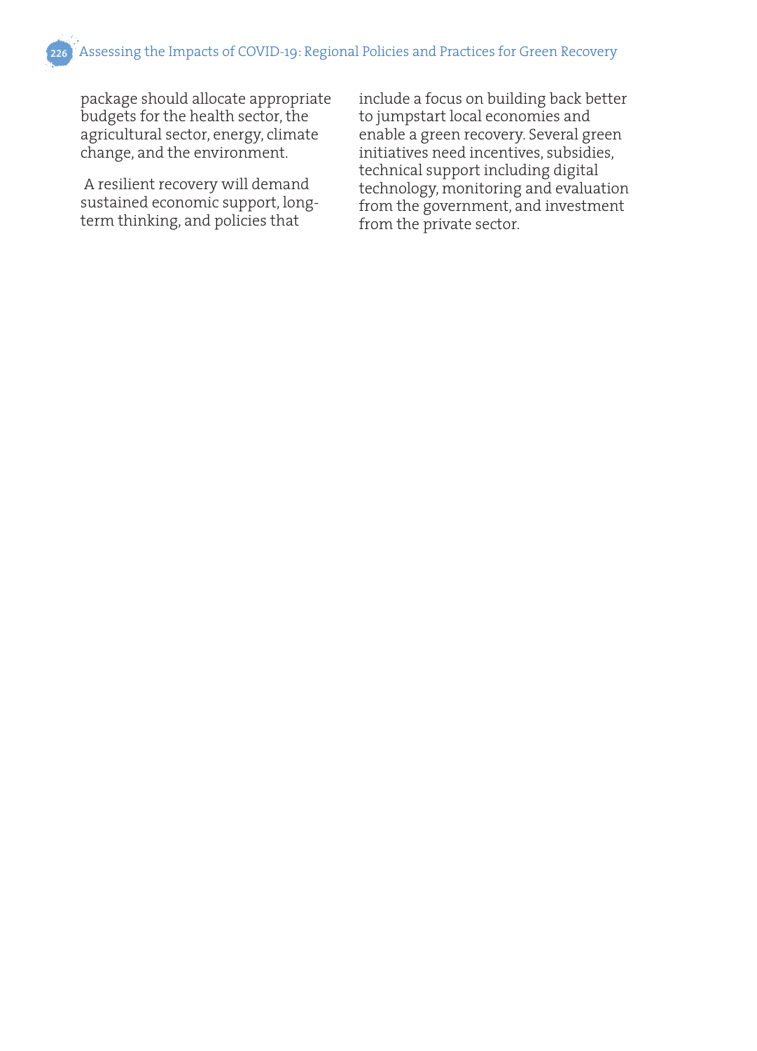package should allocate appropriate budgets for the health sector, the agricultural sector, energy, climate change, and the environment.

A resilient recovery will demand sustained economic support, long-term thinking, and policies that include a focus on building back better to jumpstart local economies and enable a green recovery. Several green initiatives need incentives, subsidies, technical support including digital technology, monitoring and evaluation from the government, and investment from the private sector.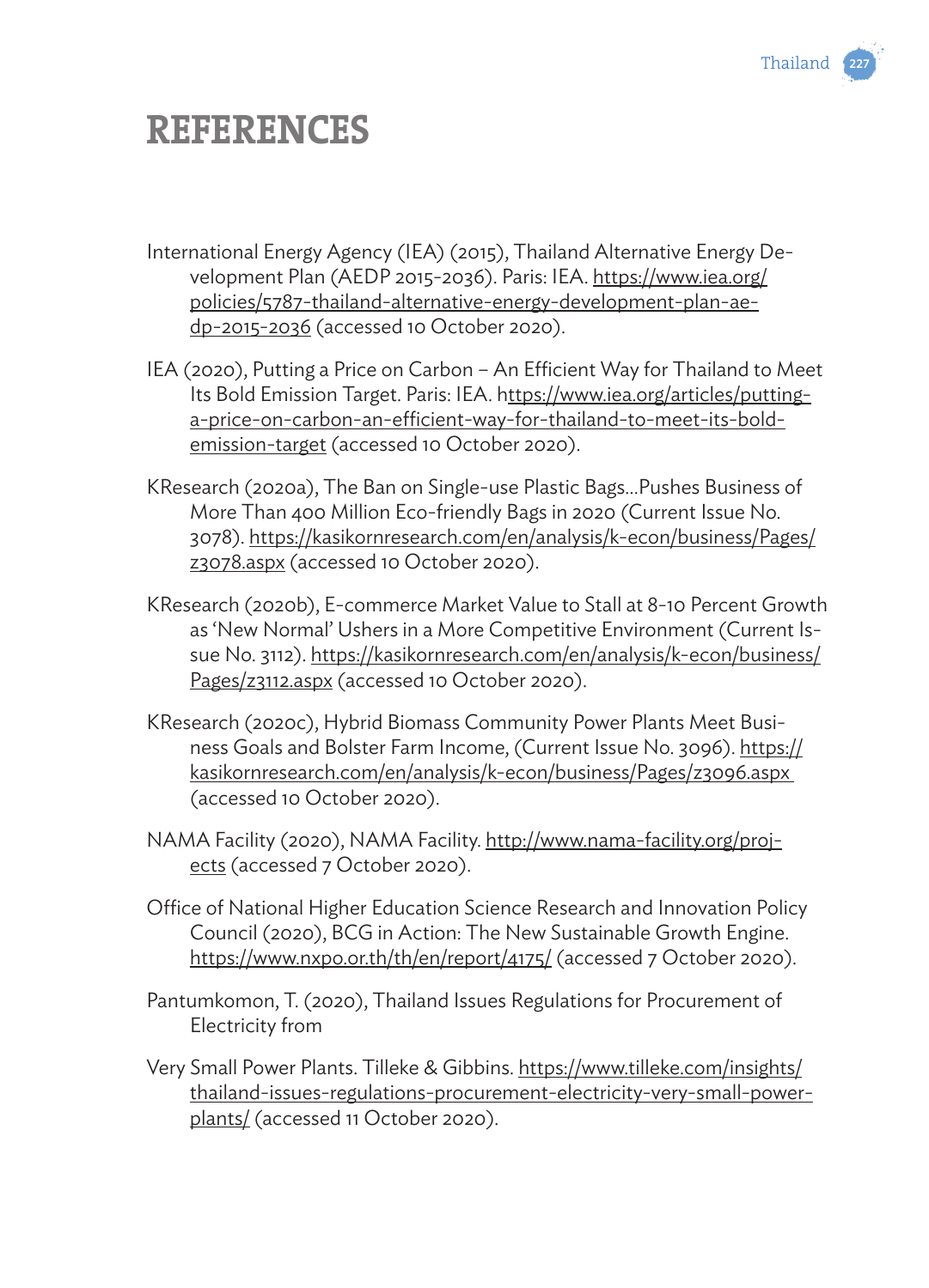# REFERENCES

International Energy Agency (IEA) (2015), Thailand Alternative Energy Development Plan (AEDP 2015-2036). Paris: IEA. https://www.iea.org/policies/5787-thailand-alternative-energy-development-plan-aedp-2015-2036 (accessed 10 October 2020).

IEA (2020), Putting a Price on Carbon – An Efficient Way for Thailand to Meet Its Bold Emission Target. Paris: IEA. https://www.iea.org/articles/putting-a-price-on-carbon-an-efficient-way-for-thailand-to-meet-its-bold-emission-target (accessed 10 October 2020).

KResearch (2020a), The Ban on Single-use Plastic Bags…Pushes Business of More Than 400 Million Eco-friendly Bags in 2020 (Current Issue No. 3078). https://kasikornresearch.com/en/analysis/k-econ/business/Pages/z3078.aspx (accessed 10 October 2020).

KResearch (2020b), E-commerce Market Value to Stall at 8-10 Percent Growth as 'New Normal' Ushers in a More Competitive Environment (Current Issue No. 3112). https://kasikornresearch.com/en/analysis/k-econ/business/Pages/z3112.aspx (accessed 10 October 2020).

KResearch (2020c), Hybrid Biomass Community Power Plants Meet Business Goals and Bolster Farm Income, (Current Issue No. 3096). https://kasikornresearch.com/en/analysis/k-econ/business/Pages/z3096.aspx (accessed 10 October 2020).

NAMA Facility (2020), NAMA Facility. http://www.nama-facility.org/projects (accessed 7 October 2020).

Office of National Higher Education Science Research and Innovation Policy Council (2020), BCG in Action: The New Sustainable Growth Engine. https://www.nxpo.or.th/th/en/report/4175/ (accessed 7 October 2020).

Pantumkomon, T. (2020), Thailand Issues Regulations for Procurement of Electricity from

Very Small Power Plants. Tilleke & Gibbins. https://www.tilleke.com/insights/thailand-issues-regulations-procurement-electricity-very-small-power-plants/ (accessed 11 October 2020).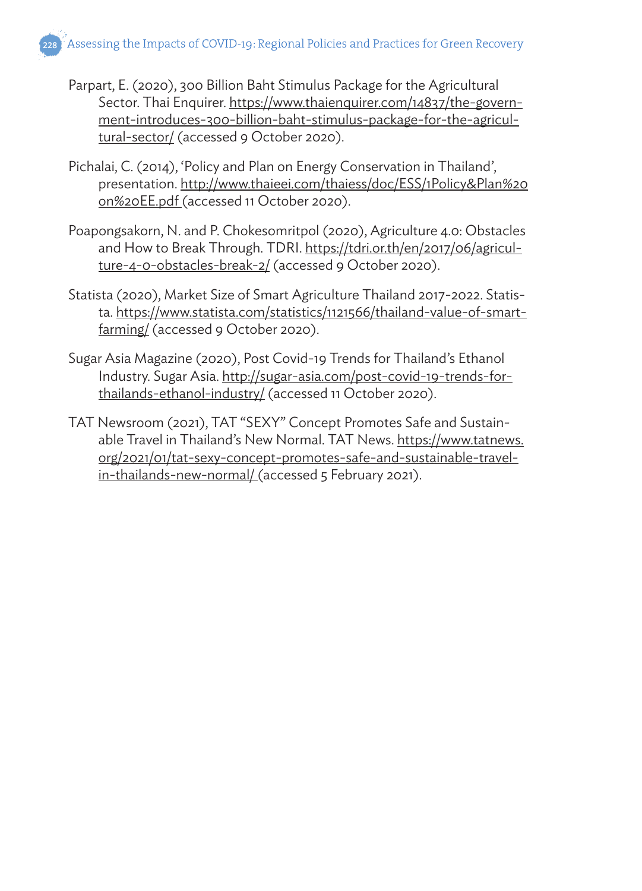Parpart, E. (2020), 300 Billion Baht Stimulus Package for the Agricultural Sector. Thai Enquirer. https://www.thaienquirer.com/14837/the-government-introduces-300-billion-baht-stimulus-package-for-the-agricultural-sector/ (accessed 9 October 2020).

Pichalai, C. (2014), 'Policy and Plan on Energy Conservation in Thailand', presentation. http://www.thaieei.com/thaiess/doc/ESS/1Policy&Plan%20on%20EE.pdf (accessed 11 October 2020).

Poapongsakorn, N. and P. Chokesomritpol (2020), Agriculture 4.0: Obstacles and How to Break Through. TDRI. https://tdri.or.th/en/2017/06/agriculture-4-0-obstacles-break-2/ (accessed 9 October 2020).

Statista (2020), Market Size of Smart Agriculture Thailand 2017-2022. Statista. https://www.statista.com/statistics/1121566/thailand-value-of-smart-farming/ (accessed 9 October 2020).

Sugar Asia Magazine (2020), Post Covid-19 Trends for Thailand's Ethanol Industry. Sugar Asia. http://sugar-asia.com/post-covid-19-trends-for-thailands-ethanol-industry/ (accessed 11 October 2020).

TAT Newsroom (2021), TAT "SEXY" Concept Promotes Safe and Sustainable Travel in Thailand's New Normal. TAT News. https://www.tatnews.org/2021/01/tat-sexy-concept-promotes-safe-and-sustainable-travel-in-thailands-new-normal/ (accessed 5 February 2021).